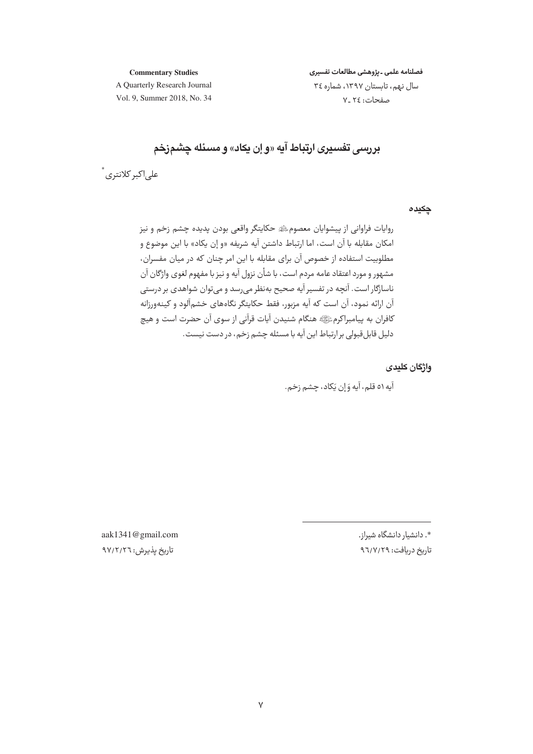# بررسی تفسیری ارتباط آیه «و إن یکاد» و مسئله چشم‌زخم

علی‌اکبر کلانتری[*]

## چکیده

روایات فراوانی از پیشوایان معصوم‌ علیهم‌السلام حکایتگر واقعی بودن پدیده چشم زخم و نیز امکان مقابله با آن است، اما ارتباط داشتن آیه شریفه «و إن یکاد» با این موضوع و مطلوبیت استفاده از خصوص آن برای مقابله با این امر چنان که در میان مفسران، مشهور و مورد اعتقاد عامه مردم است، با شأن نزول آیه و نیز با مفهوم لغوی واژگان آن ناسازگار است. آنچه در تفسیر آیه صحیح به‌نظر می‌رسد و می‌توان شواهدی بر درستی آن ارائه نمود، آن است که آیه مزبور، فقط حکایتگر نگاه‌های خشم‌آلود و کینه‌ورزانه کافران به پیامبراکرم صلی‌الله‌علیه‌وآله هنگام شنیدن آیات قرآنی از سوی آن حضرت است و هیچ دلیل قابل‌قبولی بر ارتباط این آیه با مسئله چشم زخم، در دست نیست.

## واژگان کلیدی

آیه ۵۱ قلم، آیه وَ إن یَکاد، چشم زخم.

---

*. دانشیار دانشگاه شیراز.

aak1341@gmail.com

تاریخ دریافت: ۹۶/۷/۲۹

تاریخ پذیرش: ۹۷/۲/۲۶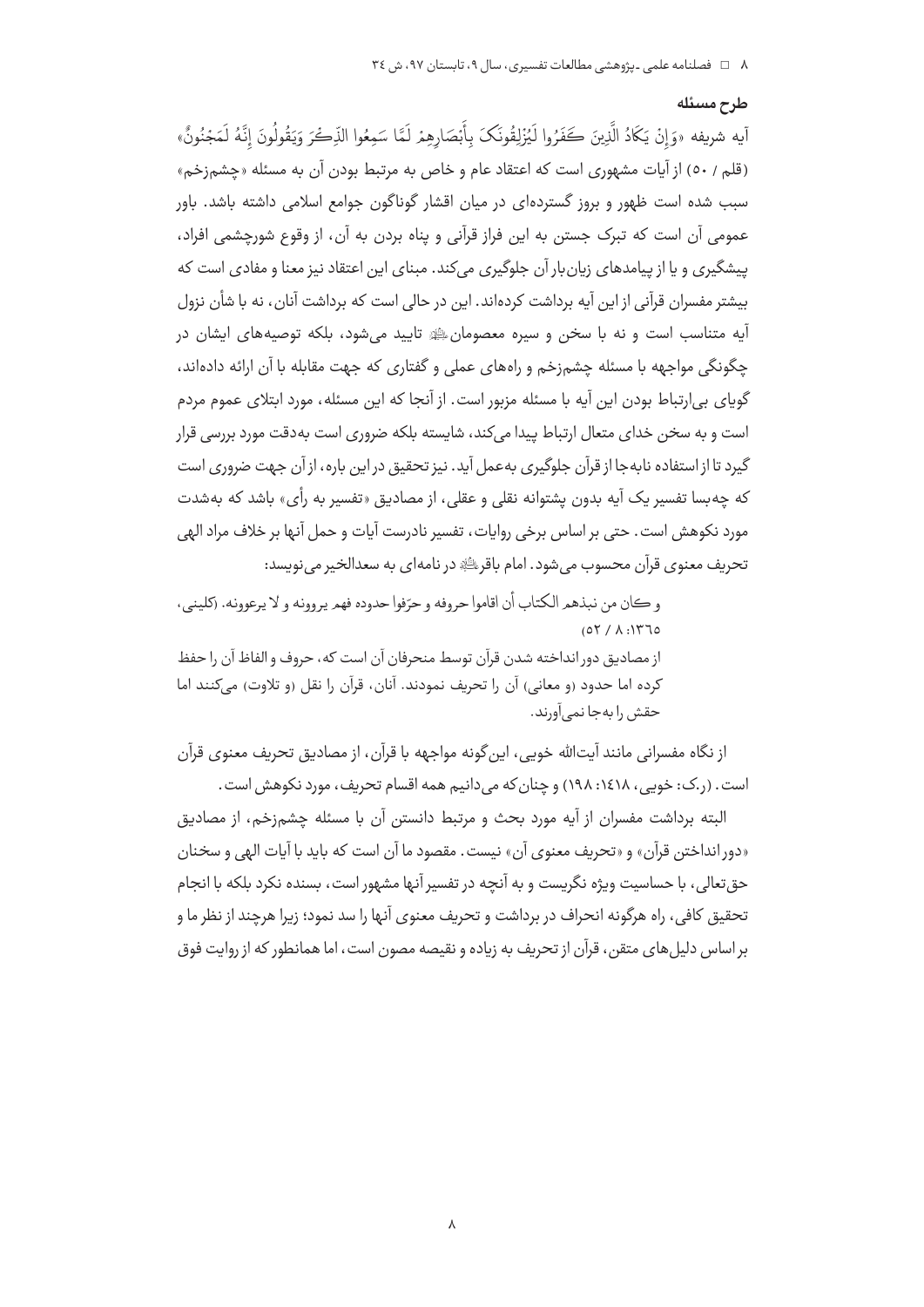## طرح مسئله

آیه شریفه «وَإِنْ يَكَادُ الَّذِينَ كَفَرُوا لَيُزْلِقُونَكَ بِأَبْصَارِهِمْ لَمَّا سَمِعُوا الذِّكْرَ وَيَقُولُونَ إِنَّهُ لَمَجْنُونٌ» (قلم / ٥٠) از آیات مشهوری است که اعتقاد عام و خاص به مرتبط بودن آن به مسئله «چشم‌زخم» سبب شده است ظهور و بروز گسترده‌ای در میان اقشار گوناگون جوامع اسلامی داشته باشد. باور عمومی آن است که تبرک جستن به این فراز قرآنی و پناه بردن به آن، از وقوع شورچشمی افراد، پیشگیری و یا از پیامدهای زیان‌بار آن جلوگیری می‌کند. مبنای این اعتقاد نیز معنا و مفادی است که بیشتر مفسران قرآنی از این آیه برداشت کرده‌اند. این در حالی است که برداشت آنان، نه با شأن نزول آیه متناسب است و نه با سخن و سیره معصومان تایید می‌شود، بلکه توصیه‌های ایشان در چگونگی مواجهه با مسئله چشم‌زخم و راه‌های عملی و گفتاری که جهت مقابله با آن ارائه داده‌اند، گویای بی‌ارتباط بودن این آیه با مسئله مزبور است. از آنجا که این مسئله، مورد ابتلای عموم مردم است و به سخن خدای متعال ارتباط پیدا می‌کند، شایسته بلکه ضروری است به‌دقت مورد بررسی قرار گیرد تا از استفاده نابه‌جا از قرآن جلوگیری به‌عمل آید. نیز تحقیق در این باره، از آن جهت ضروری است که چه‌بسا تفسیر یک آیه بدون پشتوانه نقلی و عقلی، از مصادیق «تفسیر به رأی» باشد که به‌شدت مورد نکوهش است. حتی بر اساس برخی روایات، تفسیر نادرست آیات و حمل آنها بر خلاف مراد الهی تحریف معنوی قرآن محسوب می‌شود. امام باقر در نامه‌ای به سعدالخیر می‌نویسد:

> و کان من نبذهم الکتاب أن اقاموا حروفه و حرّفوا حدوده فهم یروونه و لا یرعوونه. (کلینی، ١٣٦٥: ٨ / ٥٢)
>
> از مصادیق دور انداخته شدن قرآن توسط منحرفان آن است که، حروف و الفاظ آن را حفظ کرده اما حدود (و معانی) آن را تحریف نمودند. آنان، قرآن را نقل (و تلاوت) می‌کنند اما حقش را به‌جا نمی‌آورند.

از نگاه مفسرانی مانند آیت‌الله خویی، این‌گونه مواجهه با قرآن، از مصادیق تحریف معنوی قرآن است. (ر.ک: خویی، ١٤١٨: ١٩٨) و چنان‌که می‌دانیم همه اقسام تحریف، مورد نکوهش است.

البته برداشت مفسران از آیه مورد بحث و مرتبط دانستن آن با مسئله چشم‌زخم، از مصادیق «دورانداختن قرآن» و «تحریف معنوی آن» نیست. مقصود ما آن است که باید با آیات الهی و سخنان حق‌تعالی، با حساسیت ویژه نگریست و به آنچه در تفسیر آنها مشهور است، بسنده نکرد بلکه با انجام تحقیق کافی، راه هرگونه انحراف در برداشت و تحریف معنوی آنها را سد نمود؛ زیرا هرچند از نظر ما و بر اساس دلیل‌های متقن، قرآن از تحریف به زیاده و نقیصه مصون است، اما همانطور که از روایت فوق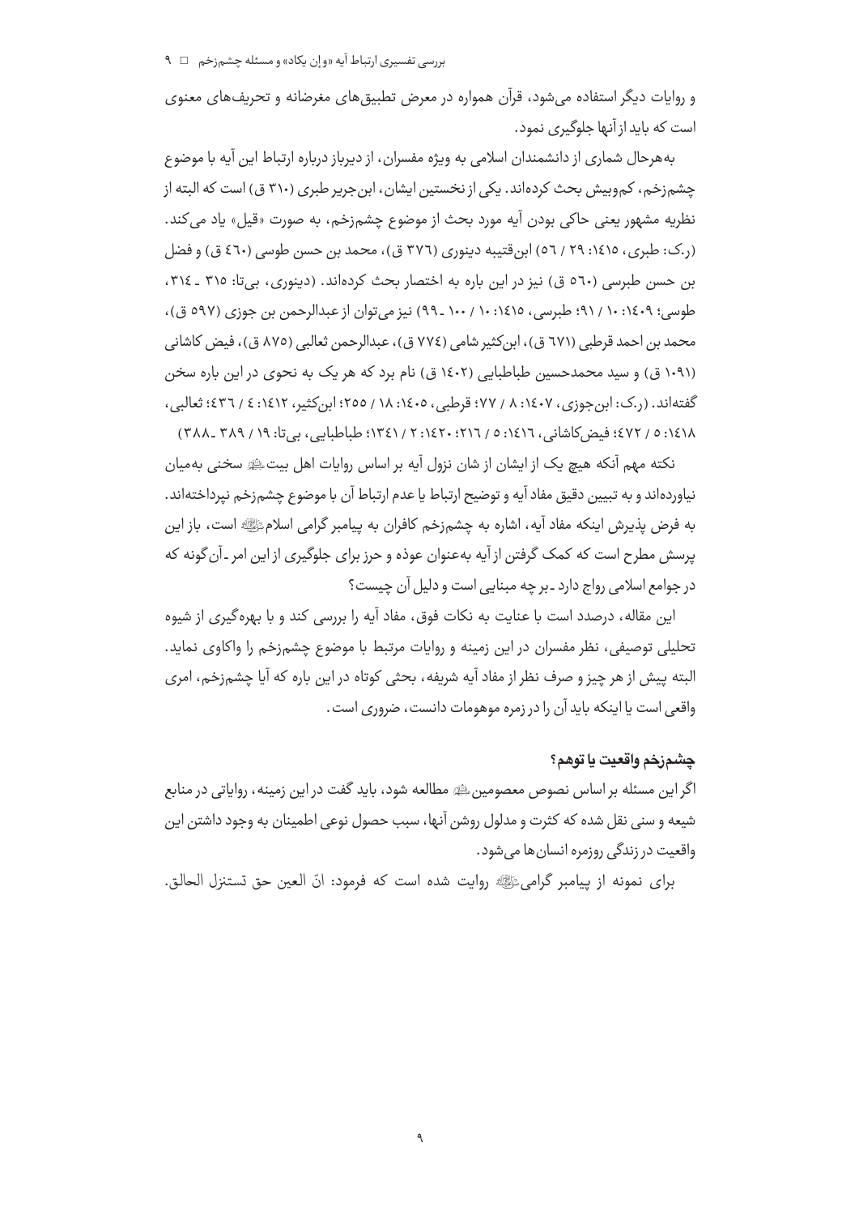و روایات دیگر استفاده می‌شود، قرآن همواره در معرض تطبیق‌های مغرضانه و تحریف‌های معنوی است که باید از آنها جلوگیری نمود.

به‌هرحال شماری از دانشمندان اسلامی به ویژه مفسران، از دیرباز درباره ارتباط این آیه با موضوع چشم‌زخم، کم‌وبیش بحث کرده‌اند. یکی از نخستین ایشان، ابن‌جریر طبری (۳۱۰ ق) است که البته از نظریه مشهور یعنی حاکی بودن آیه مورد بحث از موضوع چشم‌زخم، به صورت «قیل» یاد می‌کند. (ر.ک: طبری، ۱۴۱۵: ۲۹ / ۵۶) ابن‌قتیبه دینوری (۳۷۶ ق)، محمد بن حسن طوسی (۴۶۰ ق) و فضل بن حسن طبرسی (۵۶۰ ق) نیز در این باره به اختصار بحث کرده‌اند. (دینوری، بی‌تا: ۳۱۵ ـ ۳۱۴، طوسی؛ ۱۴۰۹: ۱۰ / ۹۱؛ طبرسی، ۱۴۱۵: ۱۰ / ۱۰۰ ـ ۹۹) نیز می‌توان از عبدالرحمن بن جوزی (۵۹۷ ق)، محمد بن احمد قرطبی (۶۷۱ ق)، ابن‌کثیر شامی (۷۷۴ ق)، عبدالرحمن ثعالبی (۸۷۵ ق)، فیض کاشانی (۱۰۹۱ ق) و سید محمدحسین طباطبایی (۱۴۰۲ ق) نام برد که هر یک به نحوی در این باره سخن گفته‌اند. (ر.ک: ابن‌جوزی، ۱۴۰۷: ۸ / ۷۷؛ قرطبی، ۱۴۰۵: ۱۸ / ۲۵۵؛ ابن‌کثیر، ۱۴۱۲: ۴ / ۴۳۶؛ ثعالبی، ۱۴۱۸: ۵ / ۴۷۲؛ فیض‌کاشانی، ۱۴۱۶: ۵ / ۲۱۶؛ ۱۴۲۰: ۲ / ۱۳۴۱؛ طباطبایی، بی‌تا: ۱۹ / ۳۸۹ ـ ۳۸۸)

نکته مهم آنکه هیچ یک از ایشان از شان نزول آیه بر اساس روایات اهل بیت﷩ سخنی به‌میان نیاورده‌اند و به تبیین دقیق مفاد آیه و توضیح ارتباط یا عدم ارتباط آن با موضوع چشم‌زخم نپرداخته‌اند. به فرض پذیرش اینکه مفاد آیه، اشاره به چشم‌زخم کافران به پیامبر گرامی اسلامﷺ است، باز این پرسش مطرح است که کمک گرفتن از آیه به‌عنوان عوذه و حرز برای جلوگیری از این امر ـ آن‌گونه که در جوامع اسلامی رواج دارد ـ بر چه مبنایی است و دلیل آن چیست؟

این مقاله، درصدد است با عنایت به نکات فوق، مفاد آیه را بررسی کند و با بهره‌گیری از شیوه تحلیلی توصیفی، نظر مفسران در این زمینه و روایات مرتبط با موضوع چشم‌زخم را واکاوی نماید. البته پیش از هر چیز و صرف نظر از مفاد آیه شریفه، بحثی کوتاه در این باره که آیا چشم‌زخم، امری واقعی است یا اینکه باید آن را در زمره موهومات دانست، ضروری است.

## چشم‌زخم واقعیت یا توهم؟

اگر این مسئله بر اساس نصوص معصومین﷩ مطالعه شود، باید گفت در این زمینه، روایاتی در منابع شیعه و سنی نقل شده که کثرت و مدلول روشن آنها، سبب حصول نوعی اطمینان به وجود داشتن این واقعیت در زندگی روزمره انسان‌ها می‌شود.

برای نمونه از پیامبر گرامیﷺ روایت شده است که فرمود: انّ العین حق تستنزل الحالق.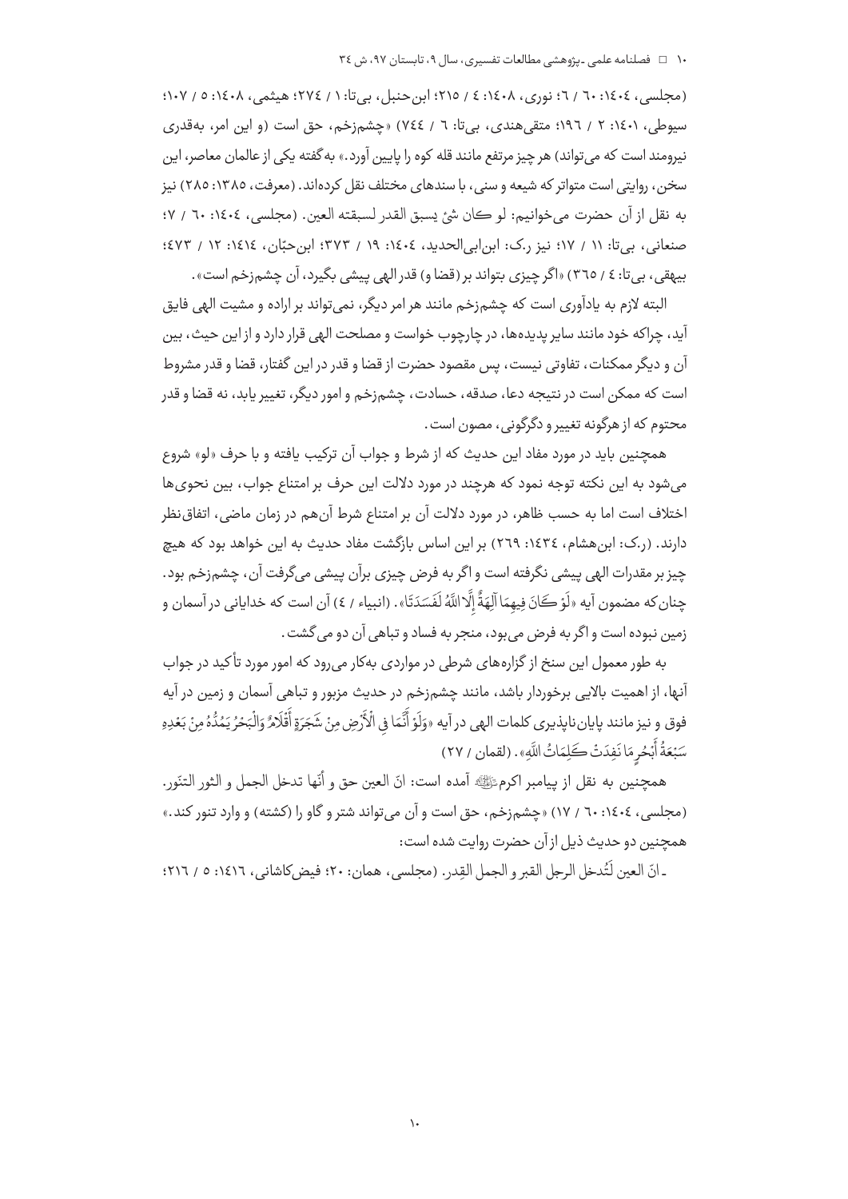(مجلسی، ۱۴۰۴: ۶۰ / ۶؛ نوری، ۱۴۰۸: ۴ / ۲۱۵؛ ابن‌حنبل، بی‌تا: ۱ / ۲۷۴؛ هیثمی، ۱۴۰۸: ۵ / ۱۰۷؛ سیوطی، ۱۴۰۱: ۲ / ۱۹۶؛ متقی‌هندی، بی‌تا: ۶ / ۷۴۴) «چشم‌زخم، حق است (و این امر، به‌قدری نیرومند است که می‌تواند) هر چیز مرتفع مانند قله کوه را پایین آورد.» به گفته یکی از عالمان معاصر، این سخن، روایتی است متواتر که شیعه و سنی، با سندهای مختلف نقل کرده‌اند. (معرفت، ۱۳۸۵: ۲۸۵) نیز به نقل از آن حضرت می‌خوانیم: لو کان شئ یسبق القدر لسبقته العین. (مجلسی، ۱۴۰۴: ۶۰ / ۷؛ صنعانی، بی‌تا: ۱۱ / ۱۷؛ نیز ر.ک: ابن‌ابی‌الحدید، ۱۴۰۴: ۱۹ / ۳۷۳؛ ابن‌حبّان، ۱۴۱۴: ۱۲ / ۴۷۳؛ بیهقی، بی‌تا: ۴ / ۳۶۵) «اگر چیزی بتواند بر (قضا و) قدر الهی پیشی بگیرد، آن چشم‌زخم است».

البته لازم به یادآوری است که چشم‌زخم مانند هر امر دیگر، نمی‌تواند بر اراده و مشیت الهی فایق آید، چراکه خود مانند سایر پدیده‌ها، در چارچوب خواست و مصلحت الهی قرار دارد و از این حیث، بین آن و دیگر ممکنات، تفاوتی نیست، پس مقصود حضرت از قضا و قدر در این گفتار، قضا و قدر مشروط است که ممکن است در نتیجه دعا، صدقه، حسادت، چشم‌زخم و امور دیگر، تغییر یابد، نه قضا و قدر محتوم که از هرگونه تغییر و دگرگونی، مصون است.

همچنین باید در مورد مفاد این حدیث که از شرط و جواب آن ترکیب یافته و با حرف «لو» شروع می‌شود به این نکته توجه نمود که هرچند در مورد دلالت این حرف بر امتناع جواب، بین نحوی‌ها اختلاف است اما به حسب ظاهر، در مورد دلالت آن بر امتناع شرط آن‌هم در زمان ماضی، اتفاق‌نظر دارند. (ر.ک: ابن‌هشام، ۱۴۳۴: ۲۶۹) بر این اساس بازگشت مفاد حدیث به این خواهد بود که هیچ چیز بر مقدرات الهی پیشی نگرفته است و اگر به فرض چیزی برآن پیشی می‌گرفت آن، چشم‌زخم بود. چنان‌که مضمون آیه «لَوْ كَانَ فِيهِمَا آلِهَةٌ إِلَّا اللَّهُ لَفَسَدَتَا». (انبیاء / ۴) آن است که خدایانی در آسمان و زمین نبوده است و اگر به فرض می‌بود، منجر به فساد و تباهی آن دو می‌گشت.

به طور معمول این سنخ از گزاره‌های شرطی در مواردی به‌کار می‌رود که امور مورد تأکید در جواب آنها، از اهمیت بالایی برخوردار باشد، مانند چشم‌زخم در حدیث مزبور و تباهی آسمان و زمین در آیه فوق و نیز مانند پایان‌ناپذیری کلمات الهی در آیه «وَلَوْ أَنَّمَا فِي الْأَرْضِ مِنْ شَجَرَةٍ أَقْلَامٌ وَالْبَحْرُ يَمُدُّهُ مِنْ بَعْدِهِ سَبْعَةُ أَبْحُرٍ مَا نَفِدَتْ كَلِمَاتُ اللَّهِ». (لقمان / ۲۷)

همچنین به نقل از پیامبر اکرم ﷺ آمده است: انّ العین حق و أنّها تدخل الجمل و الثور التنّور. (مجلسی، ۱۴۰۴: ۶۰ / ۱۷) «چشم‌زخم، حق است و آن می‌تواند شتر و گاو را (کشته) و وارد تنور کند.» همچنین دو حدیث ذیل از آن حضرت روایت شده است:

ـ انّ العین لَتُدخل الرجل القبر و الجمل القِدر. (مجلسی، همان: ۲۰؛ فیض‌کاشانی، ۱۴۱۶: ۵ / ۲۱۶؛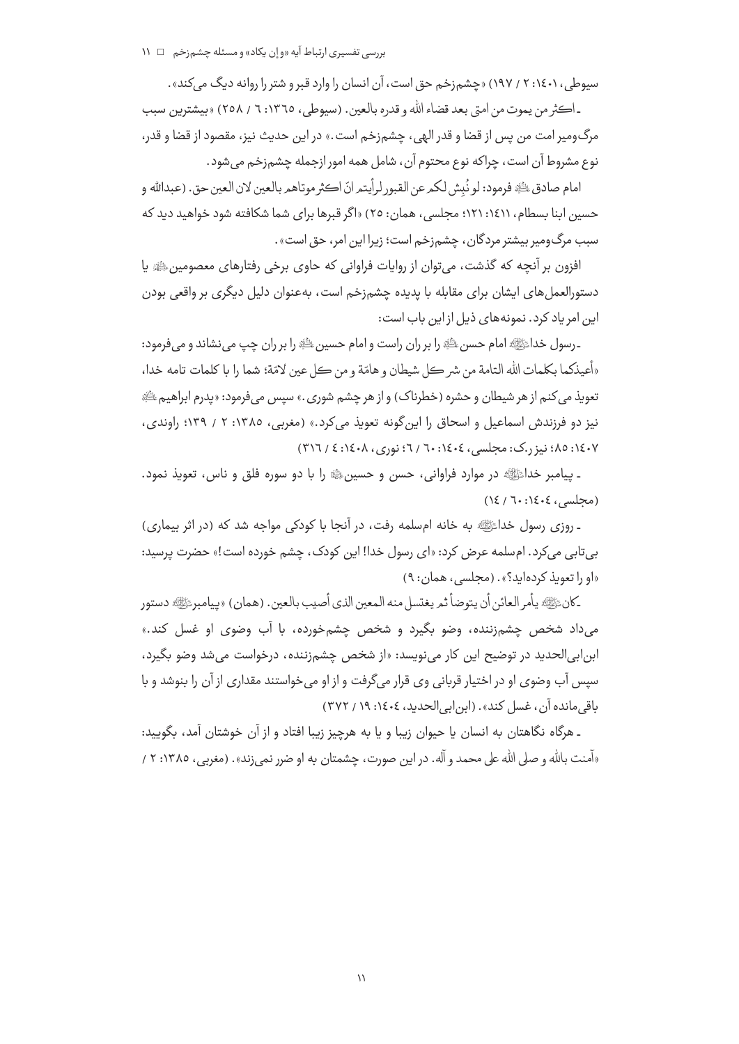سیوطی، ۱۴۰۱: ۲ / ۱۹۷) «چشم‌زخم حق است، آن انسان را وارد قبر و شتر را روانه دیگ می‌کند».

ـ اکثر من یموت من امتی بعد قضاء الله و قدره بالعین. (سیوطی، ۱۳۶۵: ۶ / ۲۵۸) «بیشترین سبب مرگ‌ومیر امت من پس از قضا و قدر الهی، چشم‌زخم است.» در این حدیث نیز، مقصود از قضا و قدر، نوع مشروط آن است، چراکه نوع محتوم آن، شامل همه امور ازجمله چشم‌زخم می‌شود.

امام صادق علیه السلام فرمود: لو نُبِش لکم عن القبور لرأیتم انّ اکثر موتاهم بالعین لان العین حق. (عبدالله و حسین ابنا بسطام، ۱۴۱۱: ۱۲۱؛ مجلسی، همان: ۲۵) «اگر قبرها برای شما شکافته شود خواهید دید که سبب مرگ‌ومیر بیشتر مردگان، چشم‌زخم است؛ زیرا این امر، حق است».

افزون بر آنچه که گذشت، می‌توان از روایات فراوانی که حاوی برخی رفتارهای معصومین علیهم السلام یا دستورالعمل‌های ایشان برای مقابله با پدیده چشم‌زخم است، به‌عنوان دلیل دیگری بر واقعی بودن این امر یاد کرد. نمونه‌های ذیل از این باب است:

ـ رسول خدا صلی الله علیه و آله امام حسن علیه السلام را بر ران راست و امام حسین علیه السلام را بر ران چپ می‌نشاند و می‌فرمود: «أعیذکما بکلمات الله التامة من شر کل شیطان و هامّة و من کل عین لامّة؛ شما را با کلمات تامه خدا، تعویذ می‌کنم از هر شیطان و حشره (خطرناک) و از هر چشم شوری.» سپس می‌فرمود: «پدرم ابراهیم علیه السلام نیز دو فرزندش اسماعیل و اسحاق را این‌گونه تعویذ می‌کرد.» (مغربی، ۱۳۸۵: ۲ / ۱۳۹؛ راوندی، ۱۴۰۷: ۸۵؛ نیز ر.ک: مجلسی، ۱۴۰۴: ۶۰ / ۶؛ نوری، ۱۴۰۸: ۴ / ۳۱۶)

ـ پیامبر خدا صلی الله علیه و آله در موارد فراوانی، حسن و حسین علیهما السلام را با دو سوره فلق و ناس، تعویذ نمود. (مجلسی، ۱۴۰۴: ۶۰ / ۱۴)

ـ روزی رسول خدا صلی الله علیه و آله به خانه ام‌سلمه رفت، در آنجا با کودکی مواجه شد که (در اثر بیماری) بی‌تابی می‌کرد. ام‌سلمه عرض کرد: «ای رسول خدا! این کودک، چشم خورده است!» حضرت پرسید: «او را تعویذ کرده‌اید؟». (مجلسی، همان: ۹)

ـ کان صلی الله علیه و آله یأمر العائن أن یتوضأ ثم یغتسل منه المعین الذی أصیب بالعین. (همان) «پیامبر صلی الله علیه و آله دستور می‌داد شخص چشم‌زننده، وضو بگیرد و شخص چشم‌خورده، با آب وضوی او غسل کند.» ابن‌ابی‌الحدید در توضیح این کار می‌نویسد: «از شخص چشم‌زننده، درخواست می‌شد وضو بگیرد، سپس آب وضوی او در اختیار قربانی وی قرار می‌گرفت و از او می‌خواستند مقداری از آن را بنوشد و با باقی‌مانده آن، غسل کند». (ابن‌ابی‌الحدید، ۱۴۰۴: ۱۹ / ۳۷۲)

ـ هرگاه نگاهتان به انسان یا حیوان زیبا و یا به هرچیز زیبا افتاد و از آن خوشتان آمد، بگویید: «آمنت بالله و صلی الله علی محمد و آله. در این صورت، چشمتان به او ضرر نمی‌زند». (مغربی، ۱۳۸۵: ۲ /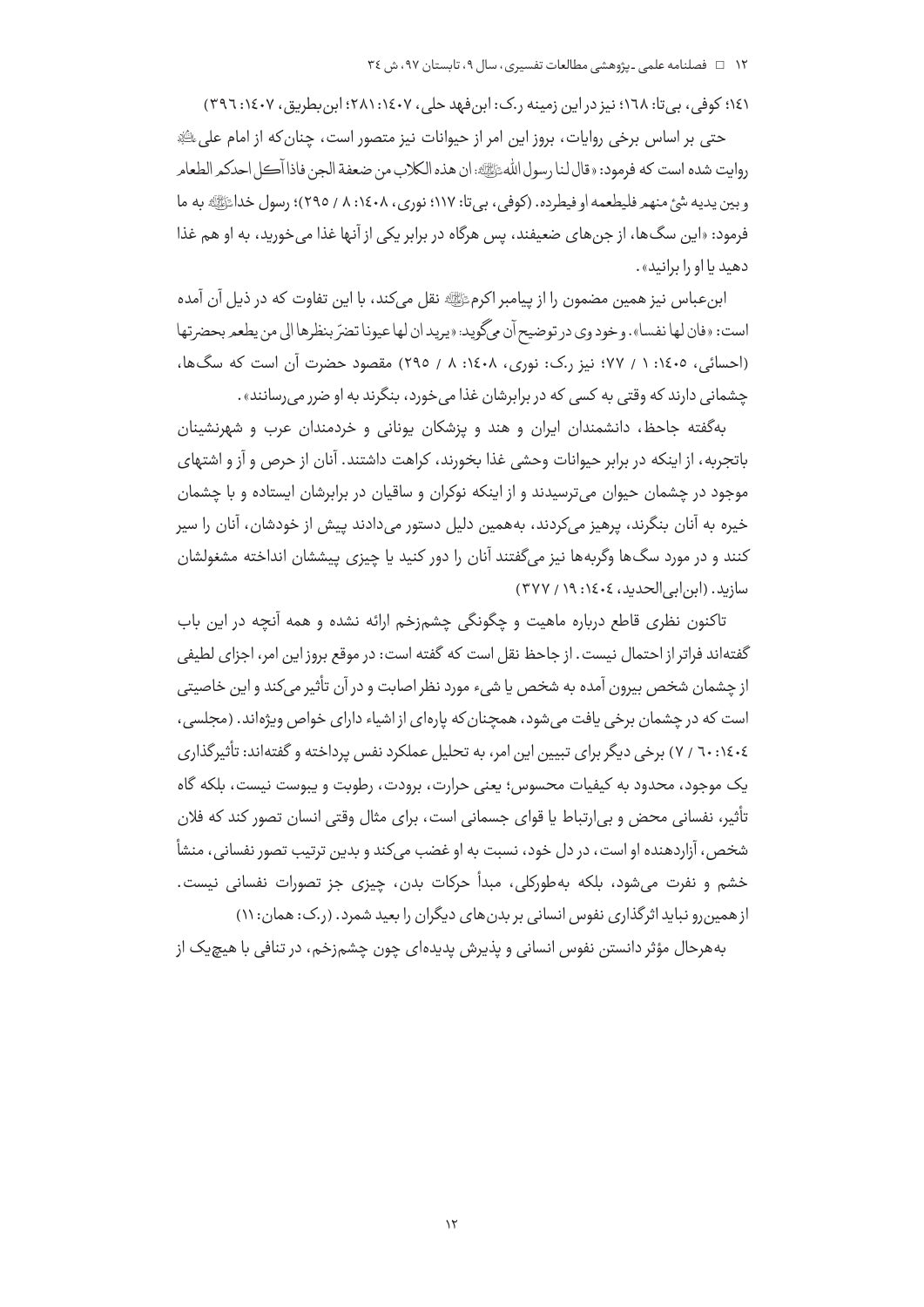١٤١؛ کوفی، بی‌تا: ١٦٨؛ نیز در این زمینه ر.ک: ابن‌فهد حلی، ١٤٠٧: ٢٨١؛ ابن‌بطریق، ١٤٠٧: ٣٩٦)

حتی بر اساس برخی روایات، بروز این امر از حیوانات نیز متصور است، چنان‌که از امام علی علیه‌السلام روایت شده است که فرمود: «قال لنا رسول الله صلی‌الله‌علیه‌وآله: ان هذه الکلاب من ضعفة الجن فاذا آکل احدکم الطعام و بین یدیه شئ منهم فلیطعمه او فیطرده. (کوفی، بی‌تا: ١١٧؛ نوری، ١٤٠٨: ٨ / ٢٩٥)؛ رسول خدا صلی‌الله‌علیه‌وآله به ما فرمود: «این سگ‌ها، از جن‌های ضعیفند، پس هرگاه در برابر یکی از آنها غذا می‌خورید، به او هم غذا دهید یا او را برانید».

ابن‌عباس نیز همین مضمون را از پیامبر اکرم صلی‌الله‌علیه‌وآله نقل می‌کند، با این تفاوت که در ذیل آن آمده است: «فان لها نفسا». و خود وی در توضیح آن می‌گوید: «یرید ان لها عیونا تضرّ بنظرها الی من یطعم بحضرتها (احسائی، ١٤٠٥: ١ / ٧٧؛ نیز ر.ک: نوری، ١٤٠٨: ٨ / ٢٩٥) مقصود حضرت آن است که سگ‌ها، چشمانی دارند که وقتی به کسی که در برابرشان غذا می‌خورد، بنگرند به او ضرر می‌رسانند».

به‌گفته جاحظ، دانشمندان ایران و هند و پزشکان یونانی و خردمندان عرب و شهرنشینان باتجربه، از اینکه در برابر حیوانات وحشی غذا بخورند، کراهت داشتند. آنان از حرص و آز و اشتهای موجود در چشمان حیوان می‌ترسیدند و از اینکه نوکران و ساقیان در برابرشان ایستاده و با چشمان خیره به آنان بنگرند، پرهیز می‌کردند، به‌همین دلیل دستور می‌دادند پیش از خودشان، آنان را سیر کنند و در مورد سگ‌ها وگربه‌ها نیز می‌گفتند آنان را دور کنید یا چیزی پیششان انداخته مشغولشان سازید. (ابن‌ابی‌الحدید، ١٤٠٤: ١٩ / ٣٧٧)

تاکنون نظری قاطع درباره ماهیت و چگونگی چشم‌زخم ارائه نشده و همه آنچه در این باب گفته‌اند فراتر از احتمال نیست. از جاحظ نقل است که گفته است: در موقع بروز این امر، اجزای لطیفی از چشمان شخص بیرون آمده به شخص یا شیء مورد نظر اصابت و در آن تأثیر می‌کند و این خاصیتی است که در چشمان برخی یافت می‌شود، همچنان‌که پاره‌ای از اشیاء دارای خواص ویژه‌اند. (مجلسی، ١٤٠٤: ٦٠ / ٧) برخی دیگر برای تبیین این امر، به تحلیل عملکرد نفس پرداخته و گفته‌اند: تأثیرگذاری یک موجود، محدود به کیفیات محسوس؛ یعنی حرارت، برودت، رطوبت و یبوست نیست، بلکه گاه تأثیر، نفسانی محض و بی‌ارتباط با قوای جسمانی است، برای مثال وقتی انسان تصور کند که فلان شخص، آزاردهنده او است، در دل خود، نسبت به او غضب می‌کند و بدین ترتیب تصور نفسانی، منشأ خشم و نفرت می‌شود، بلکه به‌طورکلی، مبدأ حرکات بدن، چیزی جز تصورات نفسانی نیست. از همین‌رو نباید اثرگذاری نفوس انسانی بر بدن‌های دیگران را بعید شمرد. (ر.ک: همان: ١١)

به‌هرحال مؤثر دانستن نفوس انسانی و پذیرش پدیده‌ای چون چشم‌زخم، در تنافی با هیچ‌یک از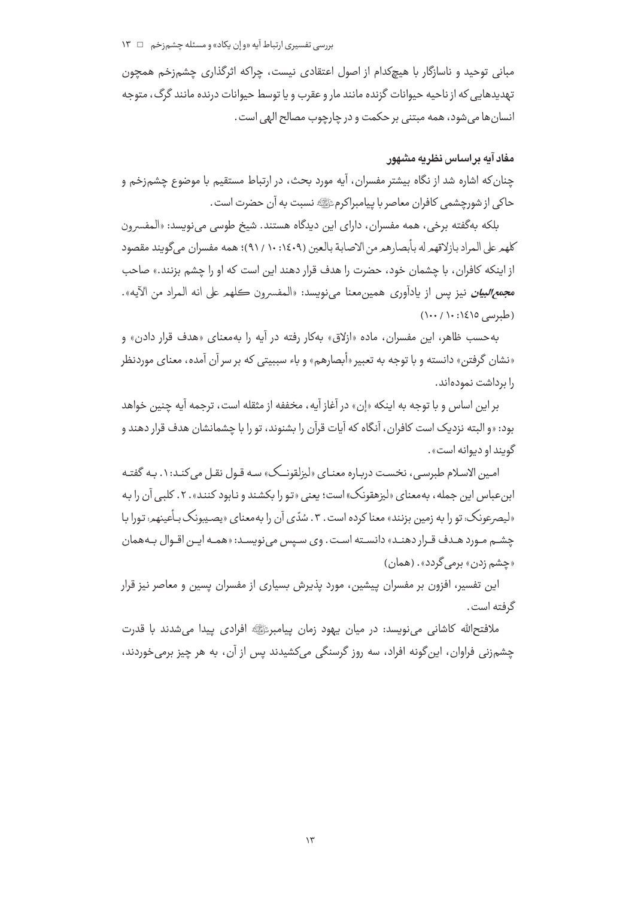مبانی توحید و ناسازگار با هیچ‌کدام از اصول اعتقادی نیست، چراکه اثرگذاری چشم‌زخم همچون تهدیدهایی که از ناحیه حیوانات گزنده مانند مار و عقرب و یا توسط حیوانات درنده مانند گرگ، متوجه انسان‌ها می‌شود، همه مبتنی بر حکمت و در چارچوب مصالح الهی است.

#### مفاد آیه براساس نظریه مشهور

چنان‌که اشاره شد از نگاه بیشتر مفسران، آیه مورد بحث، در ارتباط مستقیم با موضوع چشم‌زخم و حاکی از شورچشمی کافران معاصر با پیامبراکرم ﷺ نسبت به آن حضرت است.

بلکه به‌گفته برخی، همه مفسران، دارای این دیدگاه هستند. شیخ طوسی می‌نویسد: «المفسرون کلهم علی المراد بازلاقهم له بأبصارهم من الاصابة بالعین (۱۴۰۹: ۱۰ / ۹۱)؛ همه مفسران می‌گویند مقصود از اینکه کافران، با چشمان خود، حضرت را هدف قرار دهند این است که او را چشم بزنند.» صاحب *مجمع‌البیان* نیز پس از یادآوری همین‌معنا می‌نویسد: «المفسرون کلهم علی انه المراد من الآیه». (طبرسی ۱۴۱۵: ۱۰ / ۱۰۰)

به‌حسب ظاهر، این مفسران، ماده «ازلاق» به‌کار رفته در آیه را به‌معنای «هدف قرار دادن» و «نشان گرفتن» دانسته و با توجه به تعبیر «أبصارهم» و باء سببیتی که بر سر آن آمده، معنای موردنظر را برداشت نموده‌اند.

بر این اساس و با توجه به اینکه «إن» در آغاز آیه، مخففه از مثقله است، ترجمه آیه چنین خواهد بود: «و البته نزدیک است کافران، آنگاه که آیات قرآن را بشنوند، تو را با چشمانشان هدف قرار دهند و گویند او دیوانه است».

امین الاسلام طبرسی، نخست درباره معنای «لیزلقونک» سه قول نقل می‌کند: ۱. به گفته ابن‌عباس این جمله، به‌معنای «لیزهقونک» است؛ یعنی «تو را بکشند و نابود کنند». ۲. کلبی آن را به «لیصرعونک: تو را به زمین بزنند» معنا کرده است. ۳. سُدّی آن را به‌معنای «یصیبونک بأعینهم: تورا با چشم مورد هدف قرار دهند» دانسته است. وی سپس می‌نویسد: «همه این اقوال به‌همان «چشم زدن» برمی‌گردد». (همان)

این تفسیر، افزون بر مفسران پیشین، مورد پذیرش بسیاری از مفسران پسین و معاصر نیز قرار گرفته است.

ملافتح‌الله کاشانی می‌نویسد: در میان یهود زمان پیامبر ﷺ افرادی پیدا می‌شدند با قدرت چشم‌زنی فراوان، این‌گونه افراد، سه روز گرسنگی می‌کشیدند پس از آن، به هر چیز برمی‌خوردند،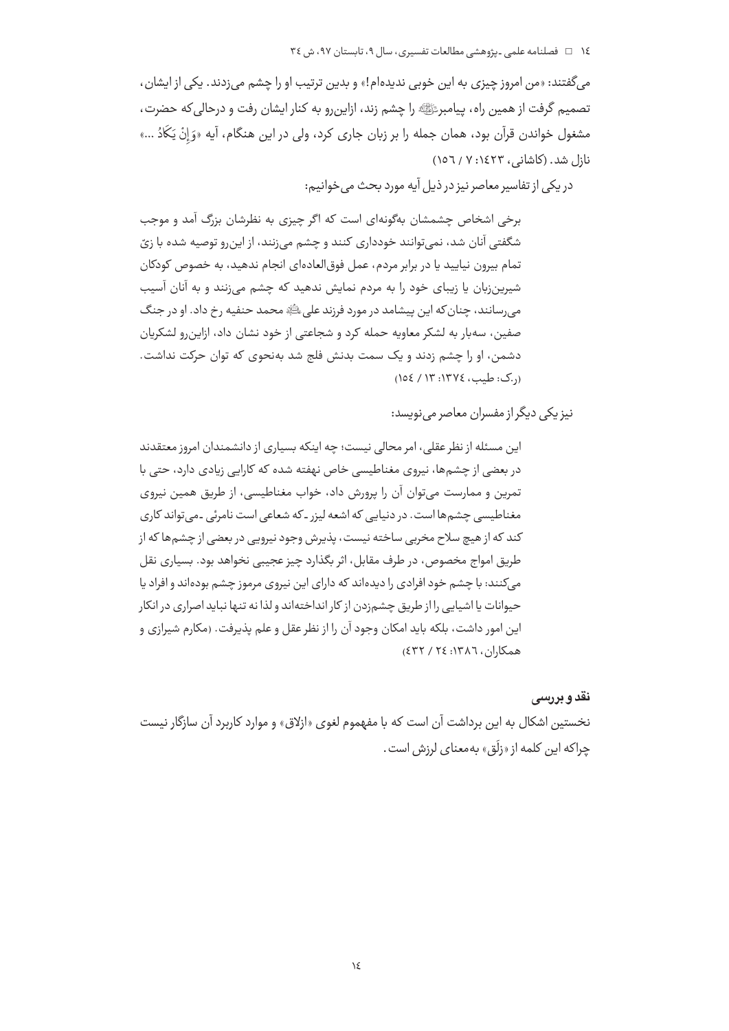می‌گفتند: «من امروز چیزی به این خوبی ندیده‌ام!» و بدین ترتیب او را چشم می‌زدند. یکی از ایشان، تصمیم گرفت از همین راه، پیامبرﷺ را چشم زند، ازاین‌رو به کنار ایشان رفت و درحالی‌که حضرت، مشغول خواندن قرآن بود، همان جمله را بر زبان جاری کرد، ولی در این هنگام، آیه «وَإِنْ يَكَادُ ...» نازل شد. (کاشانی، ۱۴۲۳: ۷ / ۱۵۶)

در یکی از تفاسیر معاصر نیز در ذیل آیه مورد بحث می‌خوانیم:

> برخی اشخاص چشمشان به‌گونه‌ای است که اگر چیزی به نظرشان بزرگ آمد و موجب شگفتی آنان شد، نمی‌توانند خودداری کنند و چشم می‌زنند، از این‌رو توصیه شده با زیّ تمام بیرون نیایید یا در برابر مردم، عمل فوق‌العاده‌ای انجام ندهید، به خصوص کودکان شیرین‌زبان یا زیبای خود را به مردم نمایش ندهید که چشم می‌زنند و به آنان آسیب می‌رسانند، چنان‌که این پیشامد در مورد فرزند علیؑ محمد حنفیه رخ داد. او در جنگ صفین، سه‌بار به لشکر معاویه حمله کرد و شجاعتی از خود نشان داد، ازاین‌رو لشکریان دشمن، او را چشم زدند و یک سمت بدنش فلج شد به‌نحوی که توان حرکت نداشت. (ر.ک: طیب، ۱۳۷۴: ۱۳ / ۱۵۴)

نیز یکی دیگر از مفسران معاصر می‌نویسد:

> این مسئله از نظر عقلی، امر محالی نیست؛ چه اینکه بسیاری از دانشمندان امروز معتقدند در بعضی از چشم‌ها، نیروی مغناطیسی خاص نهفته شده که کارایی زیادی دارد، حتی با تمرین و ممارست می‌توان آن را پرورش داد، خواب مغناطیسی، از طریق همین نیروی مغناطیسی چشم‌ها است. در دنیایی که اشعه لیزر ـ که شعاعی است نامرئی ـ می‌تواند کاری کند که از هیچ سلاح مخربی ساخته نیست، پذیرش وجود نیرویی در بعضی از چشم‌ها که از طریق امواج مخصوص، در طرف مقابل، اثر بگذارد چیز عجیبی نخواهد بود. بسیاری نقل می‌کنند: با چشم خود افرادی را دیده‌اند که دارای این نیروی مرموز چشم بوده‌اند و افراد یا حیوانات یا اشیایی را از طریق چشم‌زدن از کار انداخته‌اند و لذا نه تنها نباید اصراری در انکار این امور داشت، بلکه باید امکان وجود آن را از نظر عقل و علم پذیرفت. (مکارم شیرازی و همکاران، ۱۳۸۶: ۲۴ / ۴۳۲)

### نقد و بررسی

نخستین اشکال به این برداشت آن است که با مفهوم لغوی «ازلاق» و موارد کاربرد آن سازگار نیست چراکه این کلمه از «زَلَق» به‌معنای لرزش است.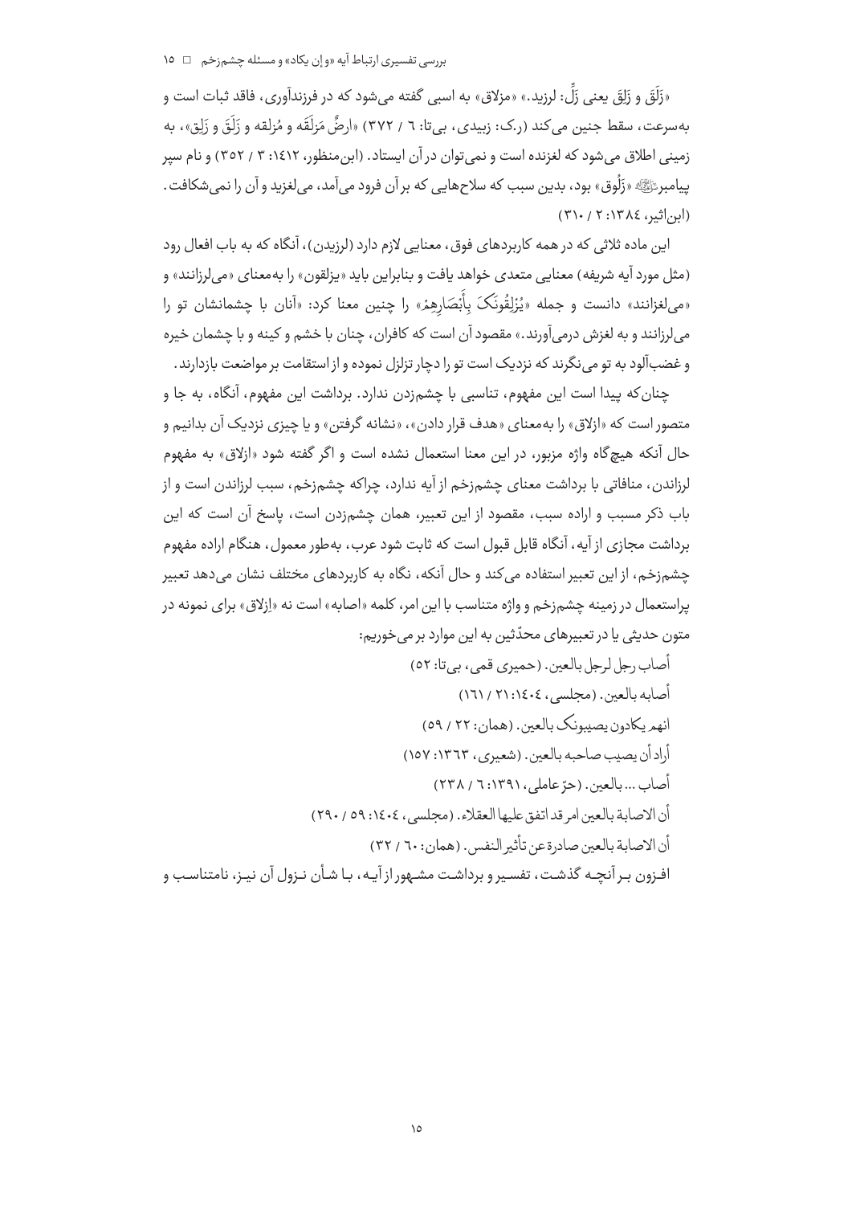«زَلَقَ و زَلِقَ یعنی زَلَّ: لرزید.» «مزلاق» به اسبی گفته می‌شود که در فرزندآوری، فاقد ثبات است و به‌سرعت، سقط جنین می‌کند (ر.ک: زبیدی، بی‌تا: ٦ / ٣٧٢) «ارضٌ مَزلَقَه و مُزلقه و زَلَقَ و زَلِق»، به زمینی اطلاق می‌شود که لغزنده است و نمی‌توان در آن ایستاد. (ابن‌منظور، ١٤١٢: ٣ / ٣٥٢) و نام سپر پیامبرﷺ «زَلُوق» بود، بدین سبب که سلاح‌هایی که بر آن فرود می‌آمد، می‌لغزید و آن را نمی‌شکافت. (ابن‌اثیر، ١٣٨٤: ٢ / ٣١٠)

این ماده ثلاثی که در همه کاربردهای فوق، معنایی لازم دارد (لرزیدن)، آنگاه که به باب افعال رود (مثل مورد آیه شریفه) معنایی متعدی خواهد یافت و بنابراین باید «یزلقون» را به‌معنای «می‌لرزانند» و «می‌لغزانند» دانست و جمله «یُزْلِقُونَکَ بِأَبْصَارِهِمْ» را چنین معنا کرد: «آنان با چشمانشان تو را می‌لرزانند و به لغزش درمی‌آورند.» مقصود آن است که کافران، چنان با خشم و کینه و با چشمان خیره و غضب‌آلود به تو می‌نگرند که نزدیک است تو را دچار تزلزل نموده و از استقامت بر مواضعت بازدارند.

چنان‌که پیدا است این مفهوم، تناسبی با چشم‌زدن ندارد. برداشت این مفهوم، آنگاه، به جا و متصور است که «ازلاق» را به‌معنای «هدف قرار دادن»، «نشانه گرفتن» و یا چیزی نزدیک آن بدانیم و حال آنکه هیچ‌گاه واژه مزبور، در این معنا استعمال نشده است و اگر گفته شود «ازلاق» به مفهوم لرزاندن، منافاتی با برداشت معنای چشم‌زخم از آیه ندارد، چراکه چشم‌زخم، سبب لرزاندن است و از باب ذکر مسبب و اراده سبب، مقصود از این تعبیر، همان چشم‌زدن است، پاسخ آن است که این برداشت مجازی از آیه، آنگاه قابل قبول است که ثابت شود عرب، به‌طور معمول، هنگام اراده مفهوم چشم‌زخم، از این تعبیر استفاده می‌کند و حال آنکه، نگاه به کاربردهای مختلف نشان می‌دهد تعبیر پراستعمال در زمینه چشم‌زخم و واژه متناسب با این امر، کلمه «اصابه» است نه «اِزلاق» برای نمونه در متون حدیثی یا در تعبیرهای محدّثین به این موارد بر می‌خوریم:

أصاب رجل لرجل بالعین. (حمیری قمی، بی‌تا: ٥٢)

أصابه بالعین. (مجلسی، ١٤٠٤: ٢١ / ١٦١)

انهم یکادون یصیبونک بالعین. (همان: ٢٢ / ٥٩)

أراد أن یصیب صاحبه بالعین. (شعیری، ١٣٦٣: ١٥٧)

أصاب ... بالعین. (حرّ عاملی، ١٣٩١: ٦ / ٢٣٨)

أن الاصابة بالعین امر قد اتفق علیها العقلاء. (مجلسی، ١٤٠٤: ٥٩ / ٢٩٠)

أن الاصابة بالعین صادرة عن تأثیر النفس. (همان: ٦٠ / ٣٢)

افـزون بـر آنچـه گذشـت، تفسـیر و برداشـت مشـهور از آیـه، بـا شـأن نـزول آن نیـز، نامتناسـب و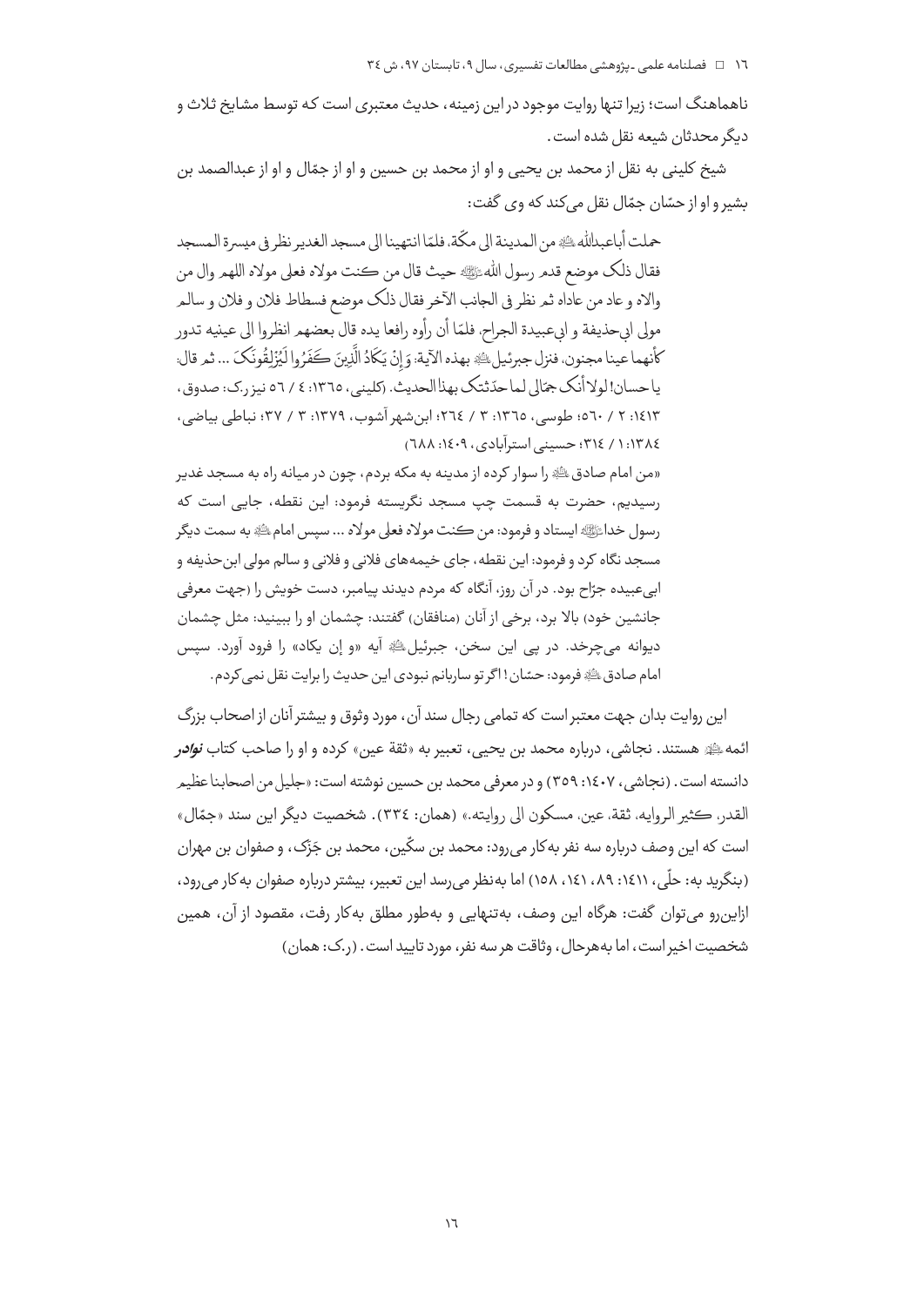ناهماهنگ است؛ زیرا تنها روایت موجود در این زمینه، حدیث معتبری است که توسط مشایخ ثلاث و دیگر محدثان شیعه نقل شده است.

شیخ کلینی به نقل از محمد بن یحیی و او از محمد بن حسین و او از جمّال و او از عبدالصمد بن بشیر و او از حسّان جمّال نقل می‌کند که وی گفت:

> حملت أباعبدالله ﷺ من المدینة الی مکّة، فلمّا انتهینا الی مسجد الغدیر نظر فی میسرة المسجد فقال ذلک موضع قدم رسول الله ﷺ حیث قال من کنت مولاه فعلی مولاه اللهم وال من والاه و عاد من عاداه ثم نظر فی الجانب الآخر فقال ذلک موضع فسطاط فلان و فلان و سالم مولی ابی‌حذیفة و ابی‌عبیدة الجراح، فلمّا أن رأوه رافعا یده قال بعضهم انظروا الی عینیه تدور کأنهما عینا مجنون، فنزل جبرئیل ﷺ بهذه الآیة: وَإِنْ يَكَادُ الَّذِينَ كَفَرُوا لَيُزْلِقُونَكَ ... ثم قال: یا حسان! لولا أنک جمّالی لما حدّثتک بهذا الحدیث. (کلینی، ۱۳٦٥: ٤ / ٥٦ نیز ر.ک: صدوق، ۱٤۱۳: ۲ / ٥٦۰؛ طوسی، ۱۳٦٥: ۳ / ۲٦٤؛ ابن‌شهرآشوب، ۱۳۷۹: ۳ / ۳۷؛ نباطی بیاضی، ۱۳۸٤: ۱ / ۳۱٤؛ حسینی استرآبادی، ۱٤۰۹: ٦۸۸)
>
> «من امام صادق ﷺ را سوار کرده از مدینه به مکه بردم، چون در میانه راه به مسجد غدیر رسیدیم، حضرت به قسمت چپ مسجد نگریسته فرمود: این نقطه، جایی است که رسول خدا ﷺ ایستاد و فرمود: من کنت مولاه فعلی مولاه ... سپس امام ﷺ به سمت دیگر مسجد نگاه کرد و فرمود: این نقطه، جای خیمه‌های فلانی و فلانی و سالم مولی ابن‌حذیفه و ابی‌عبیده جرّاح بود. در آن روز، آنگاه که مردم دیدند پیامبر، دست خویش را (جهت معرفی جانشین خود) بالا برد، برخی از آنان (منافقان) گفتند: چشمان او را ببینید: مثل چشمان دیوانه می‌چرخد. در پی این سخن، جبرئیل ﷺ آیه «و إن یکاد» را فرود آورد. سپس امام صادق ﷺ فرمود: حسّان! اگر تو ساربانم نبودی این حدیث را برایت نقل نمی‌کردم.

این روایت بدان جهت معتبر است که تمامی رجال سند آن، مورد وثوق و بیشتر آنان از اصحاب بزرگ ائمه ﷺ هستند. نجاشی، درباره محمد بن یحیی، تعبیر به «ثقة عین» کرده و او را صاحب کتاب ***نوادر*** دانسته است. (نجاشی، ۱٤۰۷: ۳٥۹) و در معرفی محمد بن حسین نوشته است: «جلیل من اصحابنا عظیم القدر، کثیر الروایه، ثقة، عین، مسکون الی روایته.» (همان: ۳۳٤). شخصیت دیگر این سند «جمّال» است که این وصف درباره سه نفر به‌کار می‌رود: محمد بن سکّین، محمد بن جَزَک، و صفوان بن مهران (بنگرید به: حلّی، ۱٤۱۱: ۸۹، ۱٤۱، ۱٥۸) اما به‌نظر می‌رسد این تعبیر، بیشتر درباره صفوان به‌کار می‌رود، ازاین‌رو می‌توان گفت: هرگاه این وصف، به‌تنهایی و به‌طور مطلق به‌کار رفت، مقصود از آن، همین شخصیت اخیر است، اما به‌هرحال، وثاقت هر سه نفر، مورد تایید است. (ر.ک: همان)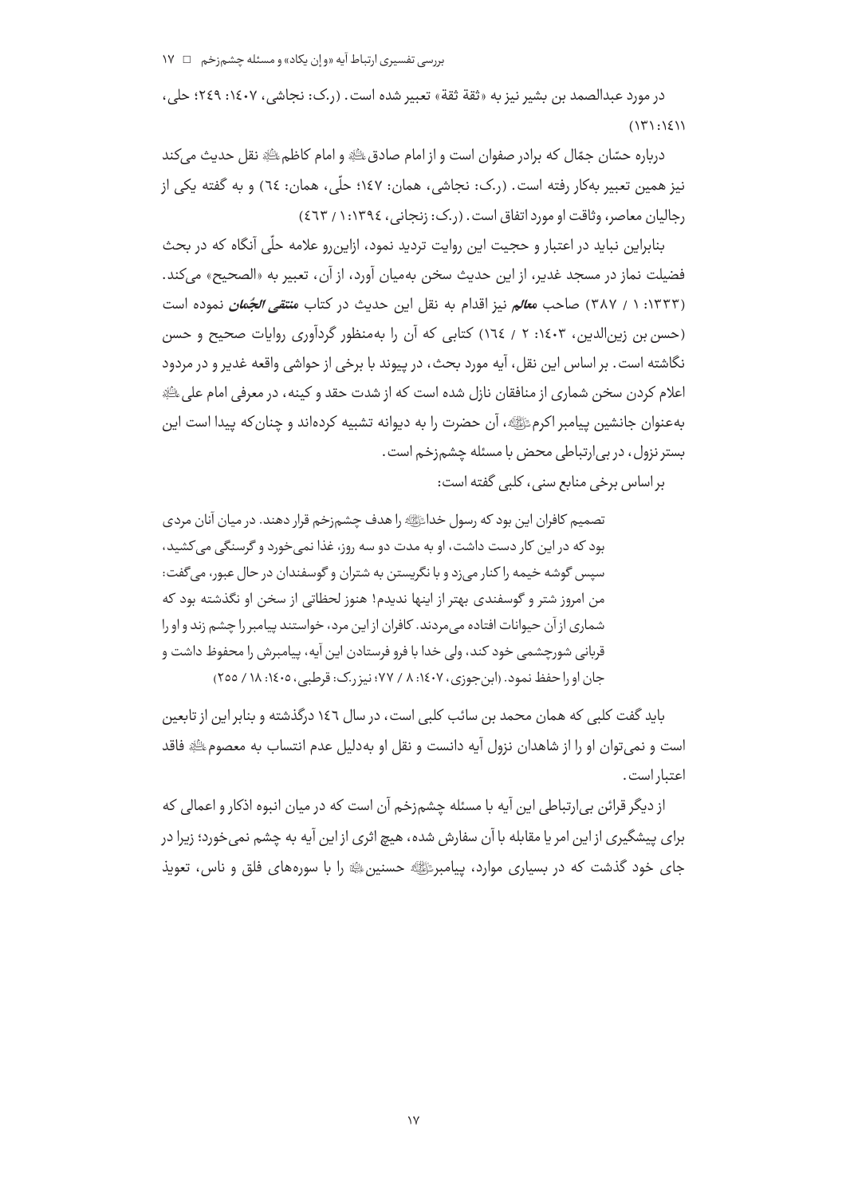در مورد عبدالصمد بن بشیر نیز به «ثقة ثقة» تعبیر شده است. (ر.ک: نجاشی، ۱۴۰۷: ۲۴۹؛ حلی، ۱۴۱۱: ۱۳۱)

درباره حسّان جمّال که برادر صفوان است و از امام صادق علیه السلام و امام کاظم علیه السلام نقل حدیث می‌کند نیز همین تعبیر به‌کار رفته است. (ر.ک: نجاشی، همان: ۱۴۷؛ حلّی، همان: ۶۴) و به گفته یکی از رجالیان معاصر، وثاقت او مورد اتفاق است. (ر.ک: زنجانی، ۱۳۹۴: ۱ / ۴۶۳)

بنابراین نباید در اعتبار و حجیت این روایت تردید نمود، ازاین‌رو علامه حلّی آنگاه که در بحث فضیلت نماز در مسجد غدیر، از این حدیث سخن به‌میان آورد، از آن، تعبیر به «الصحیح» می‌کند. (۱۳۳۳: ۱ / ۳۸۷) صاحب ***معالم*** نیز اقدام به نقل این حدیث در کتاب ***منتقی الجُمان*** نموده است (حسن بن زین‌الدین، ۱۴۰۳: ۲ / ۱۶۴) کتابی که آن را به‌منظور گردآوری روایات صحیح و حسن نگاشته است. بر اساس این نقل، آیه مورد بحث، در پیوند با برخی از حواشی واقعه غدیر و در مردود اعلام کردن سخن شماری از منافقان نازل شده است که از شدت حقد و کینه، در معرفی امام علی علیه السلام به‌عنوان جانشین پیامبر اکرم صلی الله علیه و آله، آن حضرت را به دیوانه تشبیه کرده‌اند و چنان‌که پیدا است این بستر نزول، در بی‌ارتباطی محض با مسئله چشم‌زخم است.

بر اساس برخی منابع سنی، کلبی گفته است:

> تصمیم کافران این بود که رسول خدا صلی الله علیه و آله را هدف چشم‌زخم قرار دهند. در میان آنان مردی بود که در این کار دست داشت، او به مدت دو سه روز، غذا نمی‌خورد و گرسنگی می‌کشید، سپس گوشه خیمه را کنار می‌زد و با نگریستن به شتران و گوسفندان در حال عبور، می‌گفت: من امروز شتر و گوسفندی بهتر از اینها ندیدم! هنوز لحظاتی از سخن او نگذشته بود که شماری از آن حیوانات افتاده می‌مردند. کافران از این مرد، خواستند پیامبر را چشم زند و او را قربانی شورچشمی خود کند، ولی خدا با فرو فرستادن این آیه، پیامبرش را محفوظ داشت و جان او را حفظ نمود. (ابن‌جوزی، ۱۴۰۷: ۸ / ۷۷؛ نیز ر.ک: قرطبی، ۱۴۰۵: ۱۸ / ۲۵۵)

باید گفت کلبی که همان محمد بن سائب کلبی است، در سال ۱۴۶ درگذشته و بنابر این از تابعین است و نمی‌توان او را از شاهدان نزول آیه دانست و نقل او به‌دلیل عدم انتساب به معصوم علیه السلام فاقد اعتبار است.

از دیگر قرائن بی‌ارتباطی این آیه با مسئله چشم‌زخم آن است که در میان انبوه اذکار و اعمالی که برای پیشگیری از این امر یا مقابله با آن سفارش شده، هیچ اثری از این آیه به چشم نمی‌خورد؛ زیرا در جای خود گذشت که در بسیاری موارد، پیامبر صلی الله علیه و آله حسنین علیهما السلام را با سوره‌های فلق و ناس، تعویذ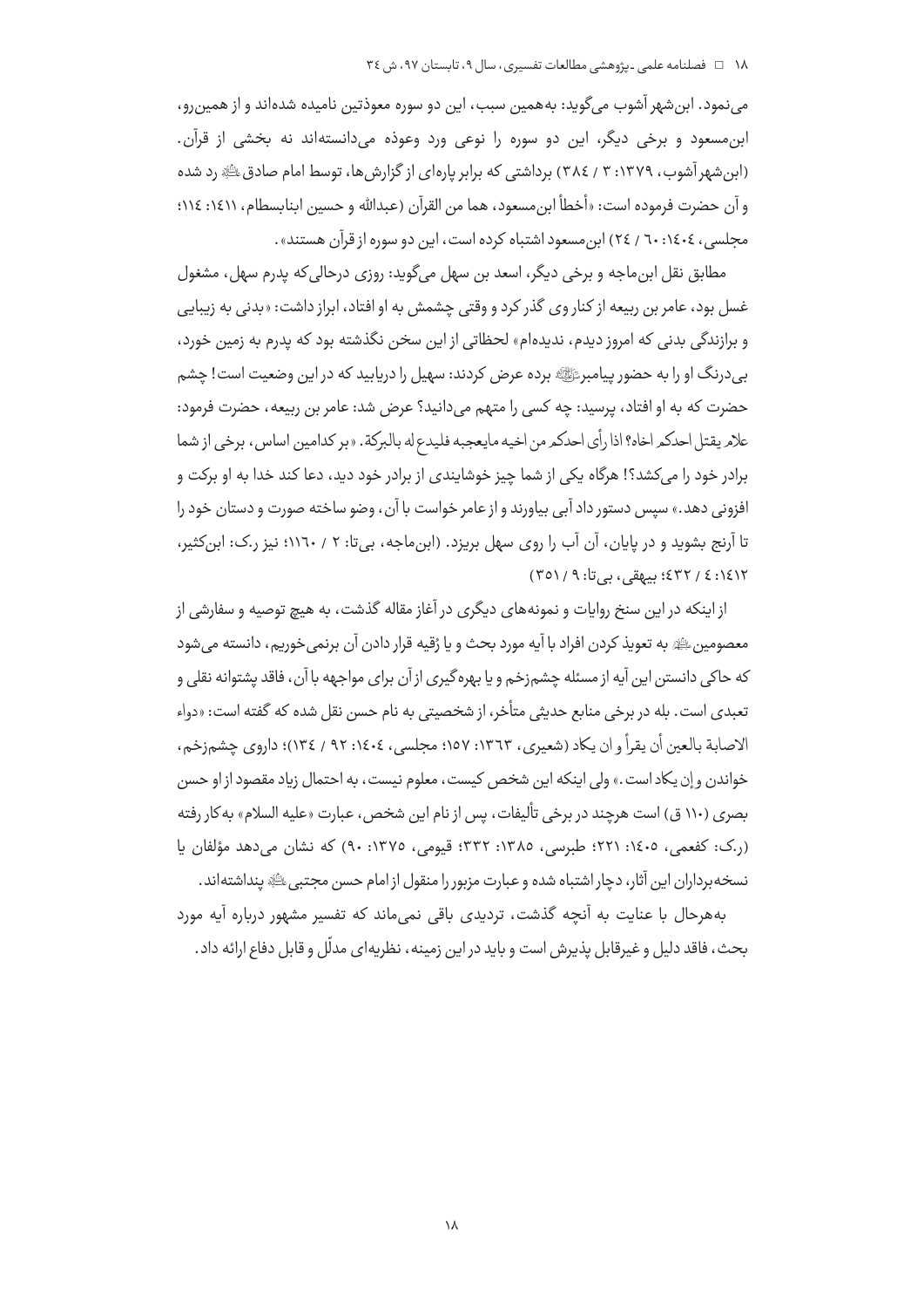می‌نمود. ابن‌شهرآشوب می‌گوید: به‌همین سبب، این دو سوره معوذتین نامیده شده‌اند و از همین‌رو، ابن‌مسعود و برخی دیگر، این دو سوره را نوعی ورد وعوذه می‌دانسته‌اند نه بخشی از قرآن. (ابن‌شهرآشوب، ۱۳۷۹: ۳ / ۳۸٤) برداشتی که برابر پاره‌ای از گزارش‌ها، توسط امام صادق علیه السلام رد شده و آن حضرت فرموده است: «أخطأ ابن‌مسعود، هما من القرآن (عبدالله و حسین ابنابسطام، ۱٤۱۱: ۱۱٤؛ مجلسی، ۱٤۰٤: ٦۰ / ۲٤) ابن‌مسعود اشتباه کرده است، این دو سوره از قرآن هستند».

مطابق نقل ابن‌ماجه و برخی دیگر، اسعد بن سهل می‌گوید: روزی درحالی‌که پدرم سهل، مشغول غسل بود، عامر بن ربیعه از کنار وی گذر کرد و وقتی چشمش به او افتاد، ابراز داشت: «بدنی به زیبایی و برازندگی بدنی که امروز دیدم، ندیده‌ام» لحظاتی از این سخن نگذشته بود که پدرم به زمین خورد، بی‌درنگ او را به حضور پیامبر صلی الله علیه و آله برده عرض کردند: سهیل را دریابید که در این وضعیت است! چشم حضرت که به او افتاد، پرسید: چه کسی را متهم می‌دانید؟ عرض شد: عامر بن ربیعه، حضرت فرمود: علام يقتل احدكم اخاه؟ اذا رأى احدكم من اخيه مايعجبه فليدع له بالبركة. «بر کدامین اساس، برخی از شما برادر خود را می‌کشد؟! هرگاه یکی از شما چیز خوشایندی از برادر خود دید، دعا کند خدا به او برکت و افزونی دهد.» سپس دستور داد آبی بیاورند و از عامر خواست با آن، وضو ساخته صورت و دستان خود را تا آرنج بشوید و در پایان، آن آب را روی سهل بریزد. (ابن‌ماجه، بی‌تا: ۲ / ۱۱٦۰؛ نیز ر.ک: ابن‌کثیر، ۱٤۱۲: ٤ / ٤۳۲؛ بیهقی، بی‌تا: ۹ / ۳٥۱)

از اینکه در این سنخ روایات و نمونه‌های دیگری در آغاز مقاله گذشت، به هیچ توصیه و سفارشی از معصومین علیهم السلام به تعویذ کردن افراد با آیه مورد بحث و یا ژقیه قرار دادن آن برنمی‌خوریم، دانسته می‌شود که حاکی دانستن این آیه از مسئله چشم‌زخم و یا بهره‌گیری از آن برای مواجهه با آن، فاقد پشتوانه نقلی و تعبدی است. بله در برخی منابع حدیثی متأخر، از شخصیتی به نام حسن نقل شده که گفته است: «دواء الاصابة بالعين أن يقرأ و ان يكاد (شعیری، ۱۳٦۳: ۱٥۷؛ مجلسی، ۱٤۰٤: ۹۲ / ۱۳٤)؛ داروی چشم‌زخم، خواندن و إن یکاد است.» ولی اینکه این شخص کیست، معلوم نیست، به احتمال زیاد مقصود از او حسن بصری (۱۱۰ ق) است هرچند در برخی تألیفات، پس از نام این شخص، عبارت «علیه السلام» به‌کار رفته (ر.ک: کفعمی، ۱٤۰٥: ۲۲۱؛ طبرسی، ۱۳۸٥: ۳۳۲؛ قیومی، ۱۳۷٥: ۹۰) که نشان می‌دهد مؤلفان یا نسخه‌برداران این آثار، دچار اشتباه شده و عبارت مزبور را منقول از امام حسن مجتبی علیه السلام پنداشته‌اند.

به‌هرحال با عنایت به آنچه گذشت، تردیدی باقی نمی‌ماند که تفسیر مشهور درباره آیه مورد بحث، فاقد دلیل و غیرقابل پذیرش است و باید در این زمینه، نظریه‌ای مدلّل و قابل دفاع ارائه داد.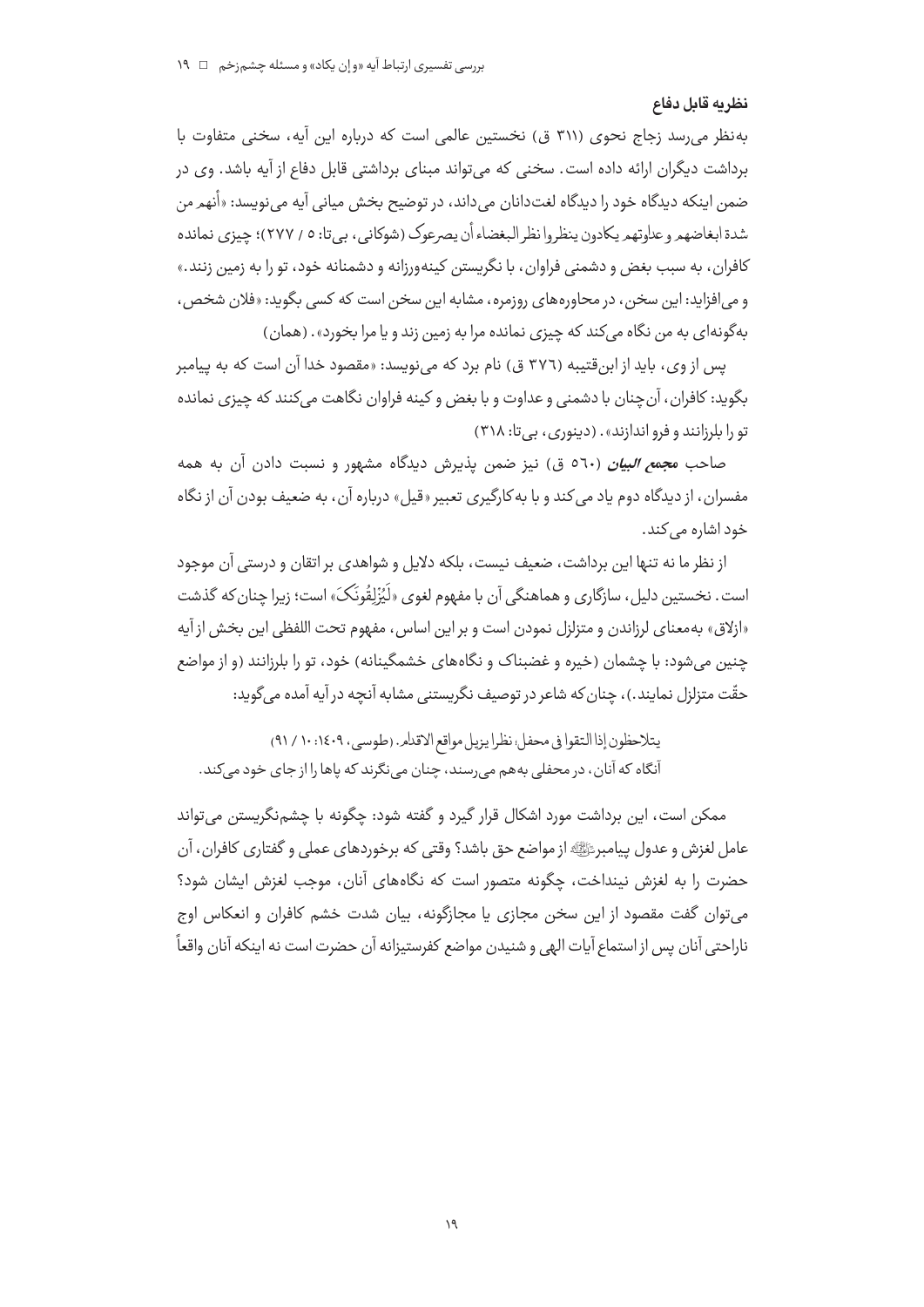### نظریه قابل دفاع

به‌نظر می‌رسد زجاج نحوی (۳۱۱ ق) نخستین عالمی است که درباره این آیه، سخنی متفاوت با برداشت دیگران ارائه داده است. سخنی که می‌تواند مبنای برداشتی قابل دفاع از آیه باشد. وی در ضمن اینکه دیدگاه خود را دیدگاه لغت‌دانان می‌داند، در توضیح بخش میانی آیه می‌نویسد: «أنهم من شدة ابغاضهم و عداوتهم یکادون ینظروا نظر البغضاء أن یصرعوک (شوکانی، بی‌تا: ۵ / ۲۷۷)؛ چیزی نمانده کافران، به سبب بغض و دشمنی فراوان، با نگریستن کینه‌ورزانه و دشمنانه خود، تو را به زمین زنند.» و می‌افزاید: این سخن، در محاوره‌های روزمره، مشابه این سخن است که کسی بگوید: «فلان شخص، به‌گونه‌ای به من نگاه می‌کند که چیزی نمانده مرا به زمین زند و یا مرا بخورد». (همان)

پس از وی، باید از ابن‌قتیبه (۳۷۶ ق) نام برد که می‌نویسد: «مقصود خدا آن است که به پیامبر بگوید: کافران، آن‌چنان با دشمنی و عداوت و با بغض و کینه فراوان نگاهت می‌کنند که چیزی نمانده تو را بلرزانند و فرو اندازند». (دینوری، بی‌تا: ۳۱۸)

صاحب ***مجمع البیان*** (۵۶۰ ق) نیز ضمن پذیرش دیدگاه مشهور و نسبت دادن آن به همه مفسران، از دیدگاه دوم یاد می‌کند و با به‌کارگیری تعبیر «قیل» درباره آن، به ضعیف بودن آن از نگاه خود اشاره می‌کند.

از نظر ما نه تنها این برداشت، ضعیف نیست، بلکه دلایل و شواهدی بر اتقان و درستی آن موجود است. نخستین دلیل، سازگاری و هماهنگی آن با مفهوم لغوی «لَیُزْلِقُونَکَ» است؛ زیرا چنان‌که گذشت «ازلاق» به‌معنای لرزاندن و متزلزل نمودن است و بر این اساس، مفهوم تحت اللفظی این بخش از آیه چنین می‌شود: با چشمان (خیره و غضبناک و نگاه‌های خشمگینانه) خود، تو را بلرزانند (و از مواضع حقّت متزلزل نمایند.)، چنان‌که شاعر در توصیف نگریستنی مشابه آنچه در آیه آمده می‌گوید:

یتلاحظون إذا التقوا فی محفل نظرا یزیل مواقع الاقدام. (طوسی، ۱۴۰۹: ۱۰ / ۹۱)

آنگاه که آنان، در محفلی به‌هم می‌رسند، چنان می‌نگرند که پاها را از جای خود می‌کند.

ممکن است، این برداشت مورد اشکال قرار گیرد و گفته شود: چگونه با چشم‌نگریستن می‌تواند عامل لغزش و عدول پیامبر ﷺ از مواضع حق باشد؟ وقتی که برخوردهای عملی و گفتاری کافران، آن حضرت را به لغزش نینداخت، چگونه متصور است که نگاه‌های آنان، موجب لغزش ایشان شود؟ می‌توان گفت مقصود از این سخن مجازی یا مجازگونه، بیان شدت خشم کافران و انعکاس اوج ناراحتی آنان پس از استماع آیات الهی و شنیدن مواضع کفرستیزانه آن حضرت است نه اینکه آنان واقعاً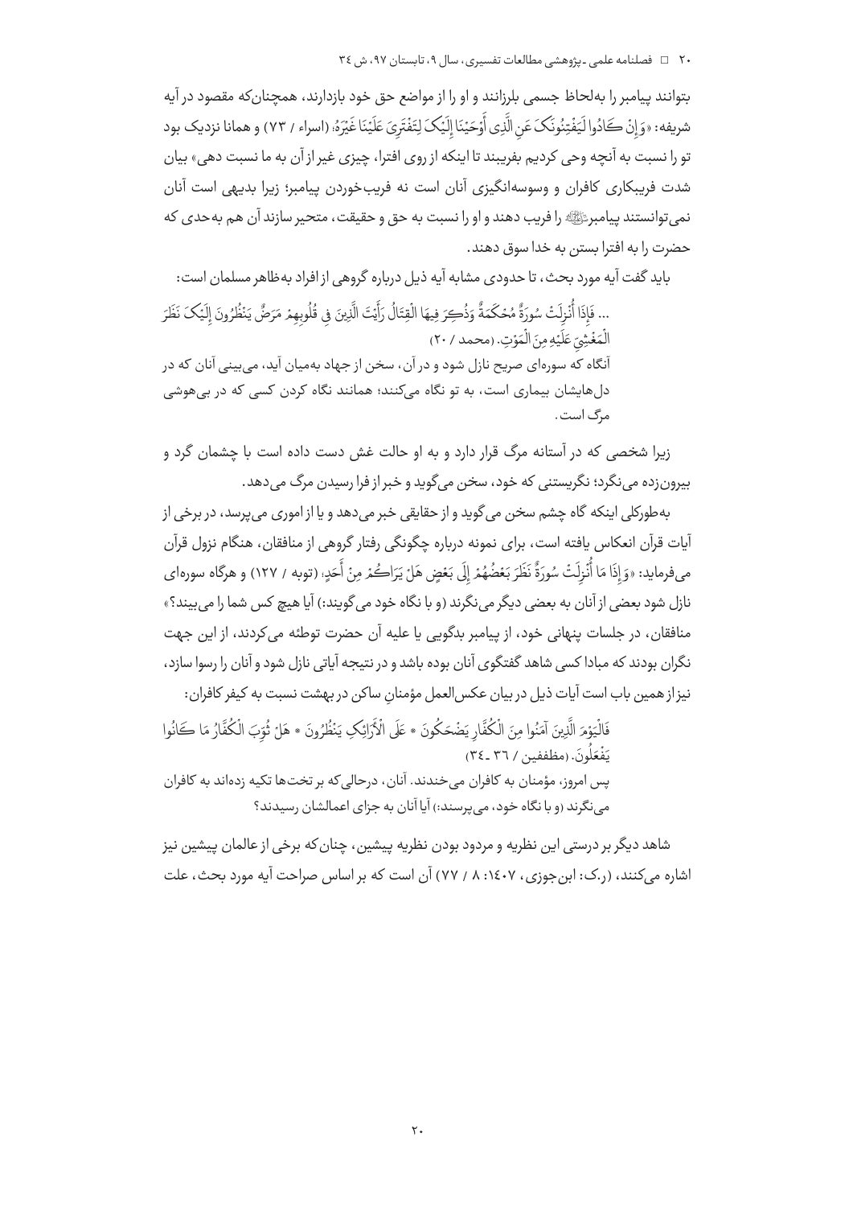بتوانند پیامبر را به‌لحاظ جسمی بلرزانند و او را از مواضع حق خود بازدارند، همچنان‌که مقصود در آیه شریفه: «وَإِنْ كَادُوا لَيَفْتِنُونَكَ عَنِ الَّذِي أَوْحَيْنَا إِلَيْكَ لِتَفْتَرِيَ عَلَيْنَا غَيْرَهُ» (اسراء / ۷۳) و همانا نزدیک بود تو را نسبت به آنچه وحی کردیم بفریبند تا اینکه از روی افترا، چیزی غیر از آن به ما نسبت دهی» بیان شدت فریبکاری کافران و وسوسه‌انگیزی آنان است نه فریب‌خوردن پیامبر؛ زیرا بدیهی است آنان نمی‌توانستند پیامبر ﷺ را فریب دهند و او را نسبت به حق و حقیقت، متحیر سازند آن هم به‌حدی که حضرت را به افترا بستن به خدا سوق دهند.

باید گفت آیه مورد بحث، تا حدودی مشابه آیه ذیل درباره گروهی از افراد به‌ظاهر مسلمان است:

> ... فَإِذَا أُنْزِلَتْ سُورَةٌ مُحْكَمَةٌ وَذُكِرَ فِيهَا الْقِتَالُ رَأَيْتَ الَّذِينَ فِي قُلُوبِهِمْ مَرَضٌ يَنْظُرُونَ إِلَيْكَ نَظَرَ الْمَغْشِيِّ عَلَيْهِ مِنَ الْمَوْتِ. (محمد / ۲۰)
>
> آنگاه که سوره‌ای صریح نازل شود و در آن، سخن از جهاد به‌میان آید، می‌بینی آنان که در دل‌هایشان بیماری است، به تو نگاه می‌کنند؛ همانند نگاه کردن کسی که در بی‌هوشی مرگ است.

زیرا شخصی که در آستانه مرگ قرار دارد و به او حالت غش دست داده است با چشمان گرد و بیرون‌زده می‌نگرد؛ نگریستنی که خود، سخن می‌گوید و خبر از فرا رسیدن مرگ می‌دهد.

به‌طورکلی اینکه گاه چشم سخن می‌گوید و از حقایقی خبر می‌دهد و یا از اموری می‌پرسد، در برخی از آیات قرآن انعکاس یافته است، برای نمونه درباره چگونگی رفتار گروهی از منافقان، هنگام نزول قرآن می‌فرماید: «وَإِذَا مَا أُنْزِلَتْ سُورَةٌ نَظَرَ بَعْضُهُمْ إِلَى بَعْضٍ هَلْ يَرَاكُمْ مِنْ أَحَدٍ» (توبه / ۱۲۷) و هرگاه سوره‌ای نازل شود بعضی از آنان به بعضی دیگر می‌نگرند (و با نگاه خود می‌گویند:) آیا هیچ کس شما را می‌بیند؟» منافقان، در جلسات پنهانی خود، از پیامبر بدگویی یا علیه آن حضرت توطئه می‌کردند، از این جهت نگران بودند که مبادا کسی شاهد گفتگوی آنان بوده باشد و در نتیجه آیاتی نازل شود و آنان را رسوا سازد، نیز از همین باب است آیات ذیل در بیان عکس‌العمل مؤمنانِ ساکن در بهشت نسبت به کیفر کافران:

> فَالْيَوْمَ الَّذِينَ آمَنُوا مِنَ الْكُفَّارِ يَضْحَكُونَ * عَلَى الْأَرَائِكِ يَنْظُرُونَ * هَلْ ثُوِّبَ الْكُفَّارُ مَا كَانُوا يَفْعَلُونَ. (مطففین / ۳۶ ـ ۳٤)
>
> پس امروز، مؤمنان به کافران می‌خندند. آنان، درحالی‌که بر تخت‌ها تکیه زده‌اند به کافران می‌نگرند (و با نگاه خود، می‌پرسند:) آیا آنان به جزای اعمالشان رسیدند؟

شاهد دیگر بر درستی این نظریه و مردود بودن نظریه پیشین، چنان‌که برخی از عالمان پیشین نیز اشاره می‌کنند، (ر.ک: ابن‌جوزی، ۱٤۰۷: ۸ / ۷۷) آن است که بر اساس صراحت آیه مورد بحث، علت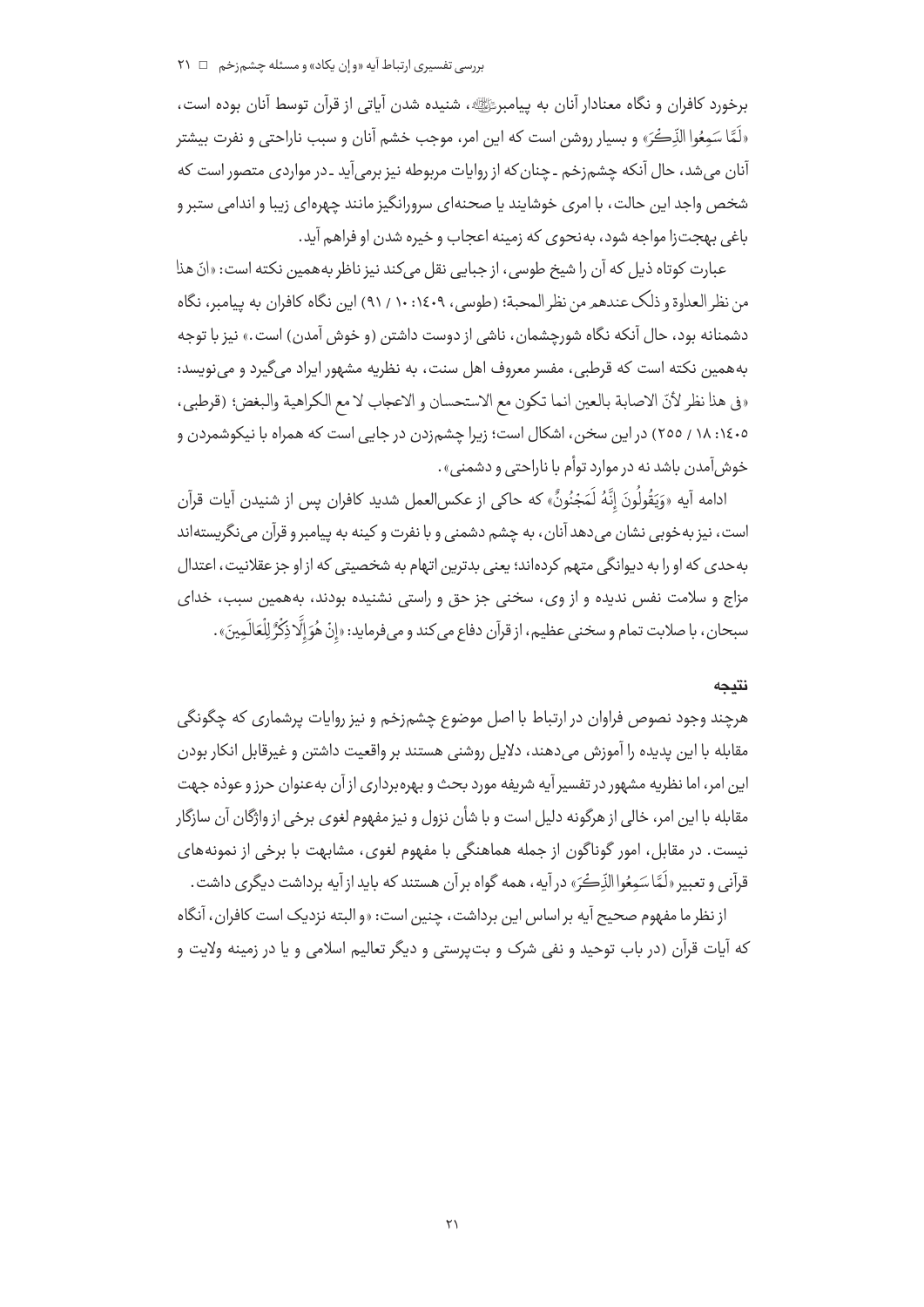برخورد کافران و نگاه معنادار آنان به پیامبرﷺ، شنیده شدن آیاتی از قرآن توسط آنان بوده است، «لَمَّا سَمِعُوا الذِّكْرَ» و بسیار روشن است که این امر، موجب خشم آنان و سبب ناراحتی و نفرت بیشتر آنان می‌شد، حال آنکه چشم‌زخم ـ چنان‌که از روایات مربوطه نیز برمی‌آید ـ در مواردی متصور است که شخص واجد این حالت، با امری خوشایند یا صحنه‌ای سرورانگیز مانند چهره‌ای زیبا و اندامی ستبر و باغی بهجت‌زا مواجه شود، به‌نحوی که زمینه اعجاب و خیره شدن او فراهم آید.

عبارت کوتاه ذیل که آن را شیخ طوسی، از جبایی نقل می‌کند نیز ناظر به‌همین نکته است: «انّ هذا من نظر العداوة و ذلک عندهم من نظر المحبة؛ (طوسی، ١٤٠٩: ١٠ / ٩١) این نگاه کافران به پیامبر، نگاه دشمنانه بود، حال آنکه نگاه شورچشمان، ناشی از دوست داشتن (و خوش آمدن) است.» نیز با توجه به‌همین نکته است که قرطبی، مفسر معروف اهل سنت، به نظریه مشهور ایراد می‌گیرد و می‌نویسد: «فی هذا نظر لأنّ الاصابة بالعین انما تکون مع الاستحسان و الاعجاب لا مع الکراهیة والبغض؛ (قرطبی، ١٤٠٥: ١٨ / ٢٥٥) در این سخن، اشکال است؛ زیرا چشم‌زدن در جایی است که همراه با نیکوشمردن و خوش‌آمدن باشد نه در موارد توأم با ناراحتی و دشمنی».

ادامه آیه «وَيَقُولُونَ إِنَّهُ لَمَجْنُونٌ» که حاکی از عکس‌العمل شدید کافران پس از شنیدن آیات قرآن است، نیز به‌خوبی نشان می‌دهد آنان، به چشم دشمنی و با نفرت و کینه به پیامبر و قرآن می‌نگریسته‌اند به‌حدی که او را به دیوانگی متهم کرده‌اند؛ یعنی بدترین اتهام به شخصیتی که از او جز عقلانیت، اعتدال مزاج و سلامت نفس ندیده و از وی، سخنی جز حق و راستی نشنیده بودند، به‌همین سبب، خدای سبحان، با صلابت تمام و سخنی عظیم، از قرآن دفاع می‌کند و می‌فرماید: «إِنْ هُوَ إِلَّا ذِكْرٌ لِلْعَالَمِينَ».

#### نتیجه

هرچند وجود نصوص فراوان در ارتباط با اصل موضوع چشم‌زخم و نیز روایات پرشماری که چگونگی مقابله با این پدیده را آموزش می‌دهند، دلایل روشنی هستند بر واقعیت داشتن و غیرقابل انکار بودن این امر، اما نظریه مشهور در تفسیر آیه شریفه مورد بحث و بهره‌برداری از آن به‌عنوان حرز و عوذه جهت مقابله با این امر، خالی از هرگونه دلیل است و با شأن نزول و نیز مفهوم لغوی برخی از واژگان آن سازگار نیست. در مقابل، امور گوناگون از جمله هماهنگی با مفهوم لغوی، مشابهت با برخی از نمونه‌های قرآنی و تعبیر «لَمَّا سَمِعُوا الذِّكْرَ» در آیه، همه گواه بر آن هستند که باید از آیه برداشت دیگری داشت.

از نظر ما مفهوم صحیح آیه بر اساس این برداشت، چنین است: «و البته نزدیک است کافران، آنگاه که آیات قرآن (در باب توحید و نفی شرک و بت‌پرستی و دیگر تعالیم اسلامی و یا در زمینه ولایت و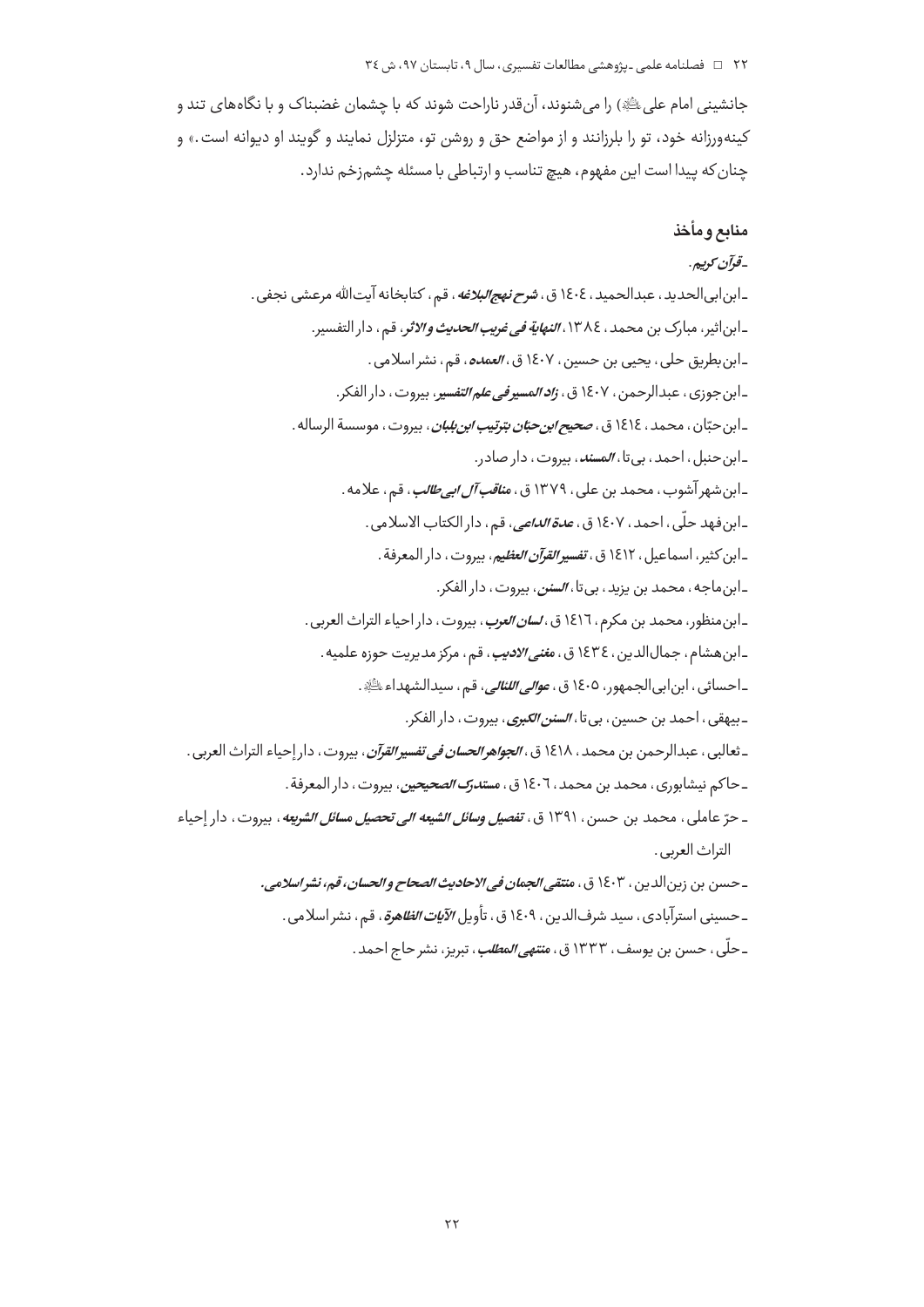جانشینی امام علی ﷺ) را می‌شنوند، آن‌قدر ناراحت شوند که با چشمان غضبناک و با نگاه‌های تند و کینه‌ورزانه خود، تو را بلرزانند و از مواضع حق و روشن تو، متزلزل نمایند و گویند او دیوانه است.» و چنان‌که پیدا است این مفهوم، هیچ تناسب و ارتباطی با مسئله چشم‌زخم ندارد.

## منابع و مأخذ

- *قرآن کریم*.
- ابن‌ابی‌الحدید، عبدالحمید، ۱٤۰٤ ق، ***شرح نهج‌البلاغه***، قم، کتابخانه آیت‌الله مرعشی نجفی.
- ابن‌اثیر، مبارک بن محمد، ۱۳۸٤، ***النهایة فی غریب الحدیث و الاثر***. قم، دار التفسیر.
- ابن‌بطریق حلی، یحیی بن حسین، ۱٤۰۷ ق، ***العمده***، قم، نشر اسلامی.
- ابن‌جوزی، عبدالرحمن، ۱٤۰۷ ق، ***زاد المسیر فی علم التفسیر***، بیروت، دار الفکر.
- ابن‌حبّان، محمد، ۱٤۱٤ ق، ***صحیح ابن‌حبّان بترتیب ابن‌بلبان***، بیروت، موسسة الرساله.
- ابن‌حنبل، احمد، بی‌تا، ***المسند***، بیروت، دار صادر.
- ابن‌شهرآشوب، محمد بن علی، ۱۳۷۹ ق، ***مناقب آل ابی‌طالب***، قم، علامه.
- ابن‌فهد حلّی، احمد، ۱٤۰۷ ق، ***عدة الداعی***، قم، دار الکتاب الاسلامی.
- ابن‌کثیر، اسماعیل، ۱٤۱۲ ق، ***تفسیر القرآن العظیم***، بیروت، دار المعرفة.
- ابن‌ماجه، محمد بن یزید، بی‌تا، ***السنن***، بیروت، دار الفکر.
- ابن‌منظور، محمد بن مکرم، ۱٤۱٦ ق، ***لسان العرب***، بیروت، دار احیاء التراث العربی.
- ابن‌هشام، جمال‌الدین، ۱٤۳٤ ق، ***مغنی الادیب***، قم، مرکز مدیریت حوزه علمیه.
- احسائی، ابن‌ابی‌الجمهور، ۱٤۰۵ ق، ***عوالی اللئالی***، قم، سیدالشهداء ﷺ.
- بیهقی، احمد بن حسین، بی‌تا، ***السنن الکبری***، بیروت، دار الفکر.
- ثعالبی، عبدالرحمن بن محمد، ۱٤۱۸ ق، ***الجواهر الحسان فی تفسیر القرآن***، بیروت، دار إحیاء التراث العربی.
- حاکم نیشابوری، محمد بن محمد، ۱٤۰٦ ق، ***مستدرک الصحیحین***، بیروت، دار المعرفة.
- حرّ عاملی، محمد بن حسن، ۱۳۹۱ ق، ***تفصیل وسائل الشیعه الی تحصیل مسائل الشریعه***، بیروت، دار إحیاء التراث العربی.
- حسن بن زین‌الدین، ۱٤۰۳ ق، ***منتقی الجمان فی الاحادیث الصحاح و الحسان، قم، نشر اسلامی.***
- حسینی استرآبادی، سید شرف‌الدین، ۱٤۰۹ ق، تأویل ***الآیات الظاهرة***، قم، نشر اسلامی.
- حلّی، حسن بن یوسف، ۱۳۳۳ ق، ***منتهی المطلب***، تبریز، نشر حاج احمد.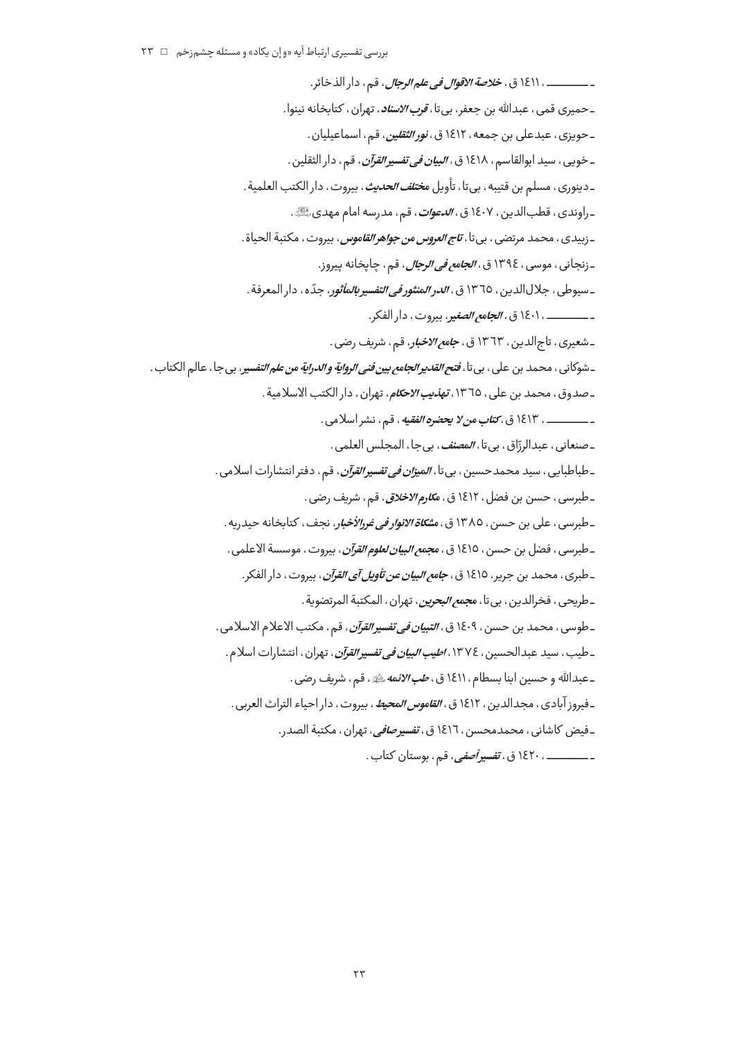ـ ـــــــــــ ، ۱٤۱۱ ق، *خلاصة الاقوال فی علم الرجال*، قم، دار الذخائر.

ـ حمیری قمی، عبدالله بن جعفر، بی‌تا، *قرب الاسناد*، تهران، کتابخانه نینوا.

ـ حویزی، عبدعلی بن جمعه، ۱٤۱۲ ق، *نور الثقلین*، قم، اسماعیلیان.

ـ خویی، سید ابوالقاسم، ۱٤۱۸ ق، *البیان فی تفسیر القرآن*، قم، دار الثقلین.

ـ دینوری، مسلم بن قتیبه، بی‌تا، تأویل *مختلف الحدیث*، بیروت، دار الکتب العلمیة.

ـ راوندی، قطب‌الدین، ۱٤۰۷ ق، *الدعوات*، قم، مدرسه امام مهدی‌؈.

ـ زبیدی، محمد مرتضی، بی‌تا، *تاج العروس من جواهر القاموس*، بیروت، مکتبة الحیاة.

ـ زنجانی، موسی، ۱۳۹٤ ق، *الجامع فی الرجال*، قم، چاپخانه پیروز.

ـ سیوطی، جلال‌الدین، ۱۳٦٥ ق، *الدر المنثور فی التفسیر بالمأثور*، جدّه، دار المعرفة.

ـ ـــــــــــ ، ۱٤۰۱ ق، *الجامع الصغیر*، بیروت، دار الفکر.

ـ شعیری، تاج‌الدین، ۱۳٦۳ ق، *جامع الاخبار*، قم، شریف رضی.

ـ شوکانی، محمد بن علی، بی‌تا، *فتح القدیر الجامع بین فنی الروایة و الدرایة من علم التفسیر*، بی‌جا، عالم الکتاب.

ـ صدوق، محمد بن علی، ۱۳٦٥، *تهذیب الاحکام*، تهران، دار الکتب الاسلامیة.

ـ ـــــــــــ ، ۱٤۱۳ ق، *کتاب من لا یحضره الفقیه*، قم، نشر اسلامی.

ـ صنعانی، عبدالرزّاق، بی‌تا، *المصنف*، بی‌جا، المجلس العلمی.

ـ طباطبایی، سید محمدحسین، بی‌تا، *المیزان فی تفسیر القرآن*، قم، دفتر انتشارات اسلامی.

ـ طبرسی، حسن بن فضل، ۱٤۱۲ ق، *مکارم الاخلاق*، قم، شریف رضی.

ـ طبرسی، علی بن حسن، ۱۳۸٥ ق، *مشکاة الانوار فی غرر الأخبار*، نجف، کتابخانه حیدریه.

ـ طبرسی، فضل بن حسن، ۱٤۱٥ ق، *مجمع البیان لعلوم القرآن*، بیروت، موسسة الاعلمی.

ـ طبری، محمد بن جریر، ۱٤۱٥ ق، *جامع البیان عن تأویل آی القرآن*، بیروت، دار الفکر.

ـ طریحی، فخرالدین، بی‌تا، *مجمع البحرین*، تهران، المکتبة المرتضویة.

ـ طوسی، محمد بن حسن، ۱٤۰۹ ق، *التبیان فی تفسیر القرآن*، قم، مکتب الاعلام الاسلامی.

ـ طیب، سید عبدالحسین، ۱۳۷٤، *اطیب البیان فی تفسیر القرآن*، تهران، انتشارات اسلام.

ـ عبدالله و حسین ابنا بسطام، ۱٤۱۱ ق، *طب الائمه*؈، قم، شریف رضی.

ـ فیروزآبادی، مجدالدین، ۱٤۱۲ ق، *القاموس المحیط*، بیروت، دار احیاء التراث العربی.

ـ فیض کاشانی، محمدمحسن، ۱٤۱٦ ق، *تفسیر صافی*، تهران، مکتبة الصدر.

ـ ـــــــــــ ، ۱٤۲۰ ق، *تفسیر أصفی*، قم، بوستان کتاب.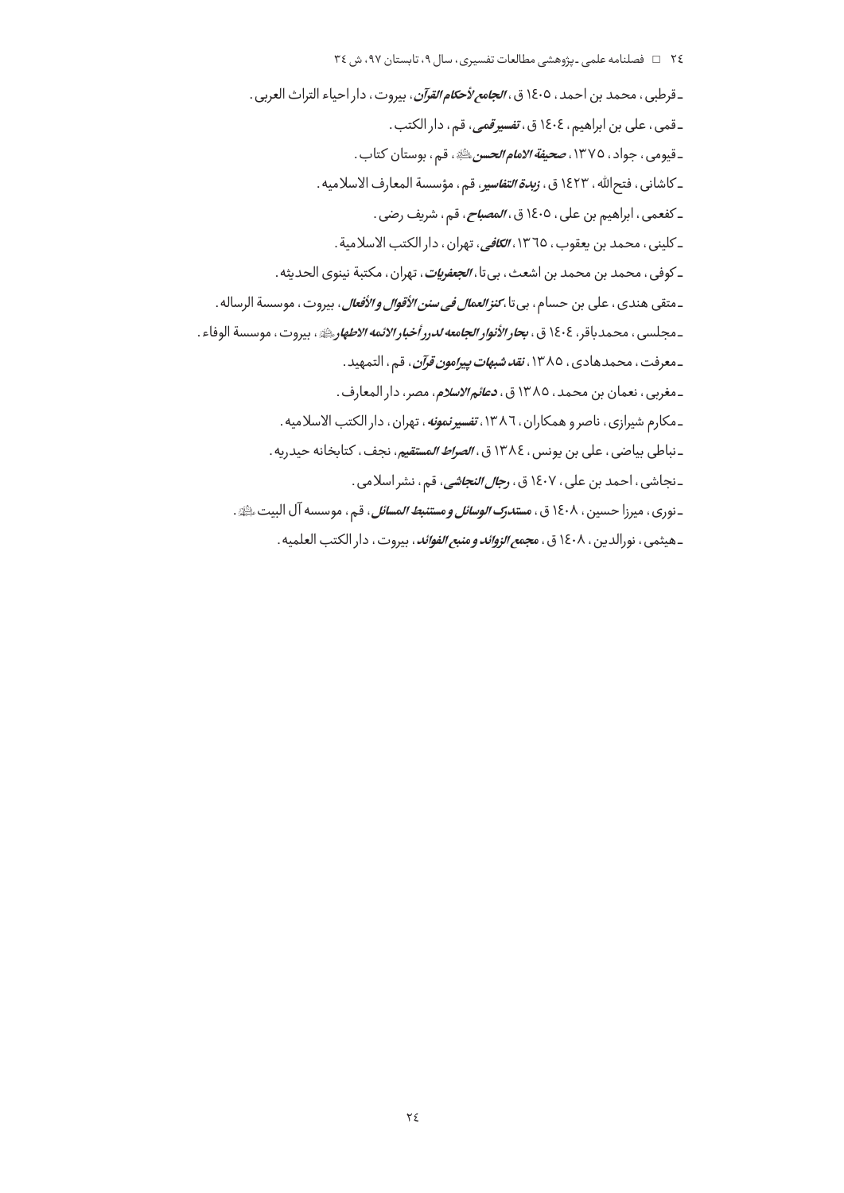ـ قرطبی، محمد بن احمد، ١٤٠٥ ق، ***الجامع لأحكام القرآن***، بیروت، دار احیاء التراث العربی.

ـ قمی، علی بن ابراهیم، ١٤٠٤ ق، ***تفسیر قمی***، قم، دار الکتب.

ـ قیومی، جواد، ١٣٧٥، ***صحیفة الامام الحسن***ؑ، قم، بوستان کتاب.

ـ کاشانی، فتح‌الله، ١٤٢٣ ق، ***زبدة التفاسیر***، قم، مؤسسة المعارف الاسلامیه.

ـ کفعمی، ابراهیم بن علی، ١٤٠٥ ق، ***المصباح***، قم، شریف رضی.

ـ کلینی، محمد بن یعقوب، ١٣٦٥، ***الکافی***، تهران، دار الکتب الاسلامیة.

ـ کوفی، محمد بن محمد بن اشعث، بی‌تا، ***الجعفریات***، تهران، مکتبة نینوی الحدیثه.

ـ متقی هندی، علی بن حسام، بی‌تا، ***کنز العمال فی سنن الأقوال و الأفعال***، بیروت، موسسة الرساله.

ـ مجلسی، محمدباقر، ١٤٠٤ ق، ***بحار الأنوار الجامعه لدرر أخبار الائمه الاطهار***ؑ، بیروت، موسسة الوفاء.

ـ معرفت، محمدهادی، ١٣٨٥، ***نقد شبهات پیرامون قرآن***، قم، التمهید.

ـ مغربی، نعمان بن محمد، ١٣٨٥ ق، ***دعائم الاسلام***، مصر، دار المعارف.

ـ مکارم شیرازی، ناصر و همکاران، ١٣٨٦، ***تفسیر نمونه***، تهران، دار الکتب الاسلامیه.

ـ نباطی بیاضی، علی بن یونس، ١٣٨٤ ق، ***الصراط المستقیم***، نجف، کتابخانه حیدریه.

ـ نجاشی، احمد بن علی، ١٤٠٧ ق، ***رجال النجاشی***، قم، نشر اسلامی.

ـ نوری، میرزا حسین، ١٤٠٨ ق، ***مستدرک الوسائل و مستنبط المسائل***، قم، موسسه آل البیت ؑ.

ـ هیثمی، نورالدین، ١٤٠٨ ق، ***مجمع الزوائد و منبع الفوائد***، بیروت، دار الکتب العلمیه.